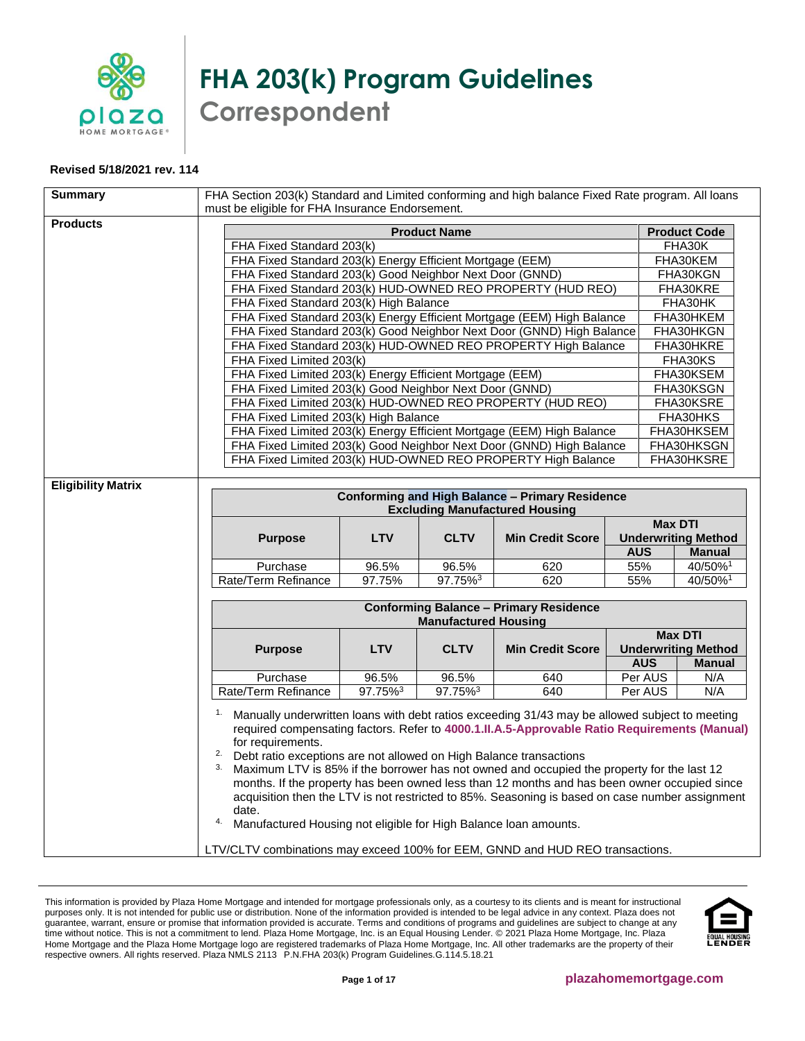# FHA 203(k) Program Guidelines
## Correspondent

**Revised 5/18/2021 rev. 114**

**Summary**

FHA Section 203(k) Standard and Limited conforming and high balance Fixed Rate program. All loans must be eligible for FHA Insurance Endorsement.

**Products**

| Product Name | Product Code |
|---|---|
| FHA Fixed Standard 203(k) | FHA30K |
| FHA Fixed Standard 203(k) Energy Efficient Mortgage (EEM) | FHA30KEM |
| FHA Fixed Standard 203(k) Good Neighbor Next Door (GNND) | FHA30KGN |
| FHA Fixed Standard 203(k) HUD-OWNED REO PROPERTY (HUD REO) | FHA30KRE |
| FHA Fixed Standard 203(k) High Balance | FHA30HK |
| FHA Fixed Standard 203(k) Energy Efficient Mortgage (EEM) High Balance | FHA30HKEM |
| FHA Fixed Standard 203(k) Good Neighbor Next Door (GNND) High Balance | FHA30HKGN |
| FHA Fixed Standard 203(k) HUD-OWNED REO PROPERTY High Balance | FHA30HKRE |
| FHA Fixed Limited 203(k) | FHA30KS |
| FHA Fixed Limited 203(k) Energy Efficient Mortgage (EEM) | FHA30KSEM |
| FHA Fixed Limited 203(k) Good Neighbor Next Door (GNND) | FHA30KSGN |
| FHA Fixed Limited 203(k) HUD-OWNED REO PROPERTY (HUD REO) | FHA30KSRE |
| FHA Fixed Limited 203(k) High Balance | FHA30HKS |
| FHA Fixed Limited 203(k) Energy Efficient Mortgage (EEM) High Balance | FHA30HKSEM |
| FHA Fixed Limited 203(k) Good Neighbor Next Door (GNND) High Balance | FHA30HKSGN |
| FHA Fixed Limited 203(k) HUD-OWNED REO PROPERTY High Balance | FHA30HKSRE |

**Eligibility Matrix**

| Conforming and High Balance – Primary Residence Excluding Manufactured Housing | | | | | |
|---|---|---|---|---|---|
| Purpose | LTV | CLTV | Min Credit Score | Max DTI Underwriting Method | |
| | | | | AUS | Manual |
| Purchase | 96.5% | 96.5% | 620 | 55% | 40/50%[1] |
| Rate/Term Refinance | 97.75% | 97.75%[3] | 620 | 55% | 40/50%[1] |

| Conforming Balance – Primary Residence Manufactured Housing | | | | | |
|---|---|---|---|---|---|
| Purpose | LTV | CLTV | Min Credit Score | Max DTI Underwriting Method | |
| | | | | AUS | Manual |
| Purchase | 96.5% | 96.5% | 640 | Per AUS | N/A |
| Rate/Term Refinance | 97.75%[3] | 97.75%[3] | 640 | Per AUS | N/A |

1. Manually underwritten loans with debt ratios exceeding 31/43 may be allowed subject to meeting required compensating factors. Refer to **4000.1.II.A.5-Approvable Ratio Requirements (Manual)** for requirements.
2. Debt ratio exceptions are not allowed on High Balance transactions
3. Maximum LTV is 85% if the borrower has not owned and occupied the property for the last 12 months. If the property has been owned less than 12 months and has been owner occupied since acquisition then the LTV is not restricted to 85%. Seasoning is based on case number assignment date.
4. Manufactured Housing not eligible for High Balance loan amounts.

LTV/CLTV combinations may exceed 100% for EEM, GNND and HUD REO transactions.

This information is provided by Plaza Home Mortgage and intended for mortgage professionals only, as a courtesy to its clients and is meant for instructional purposes only. It is not intended for public use or distribution. None of the information provided is intended to be legal advice in any context. Plaza does not guarantee, warrant, ensure or promise that information provided is accurate. Terms and conditions of programs and guidelines are subject to change at any time without notice. This is not a commitment to lend. Plaza Home Mortgage, Inc. is an Equal Housing Lender. © 2021 Plaza Home Mortgage, Inc. Plaza Home Mortgage and the Plaza Home Mortgage logo are registered trademarks of Plaza Home Mortgage, Inc. All other trademarks are the property of their respective owners. All rights reserved. Plaza NMLS 2113 P.N.FHA 203(k) Program Guidelines.G.114.5.18.21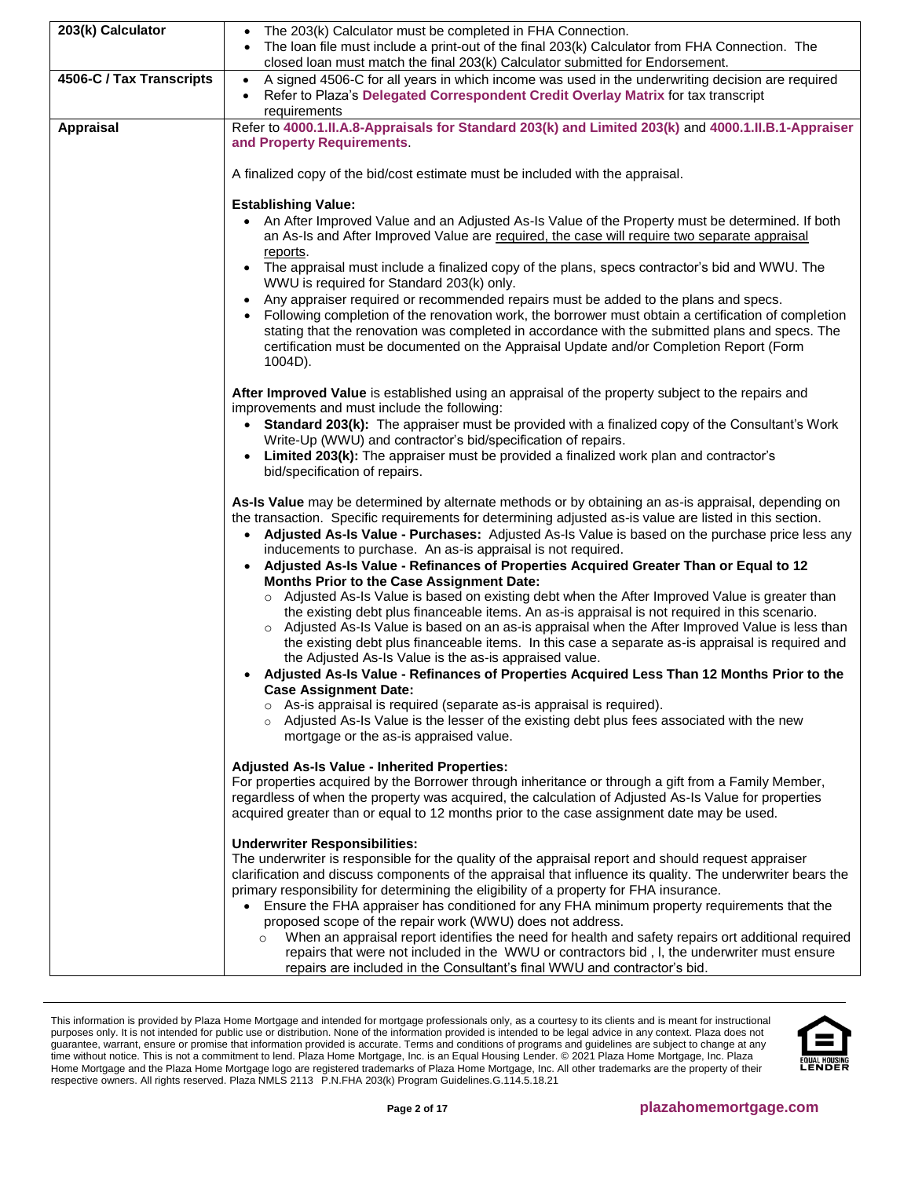| | |
|---|---|
| **203(k) Calculator** | • The 203(k) Calculator must be completed in FHA Connection.<br>• The loan file must include a print-out of the final 203(k) Calculator from FHA Connection. The closed loan must match the final 203(k) Calculator submitted for Endorsement. |
| **4506-C / Tax Transcripts** | • A signed 4506-C for all years in which income was used in the underwriting decision are required<br>• Refer to Plaza's **Delegated Correspondent Credit Overlay Matrix** for tax transcript requirements |
| **Appraisal** | Refer to **4000.1.II.A.8-Appraisals for Standard 203(k) and Limited 203(k)** and **4000.1.II.B.1-Appraiser and Property Requirements**.<br><br>A finalized copy of the bid/cost estimate must be included with the appraisal.<br><br>**Establishing Value:**<br>• An After Improved Value and an Adjusted As-Is Value of the Property must be determined. If both an As-Is and After Improved Value are required, the case will require two separate appraisal reports.<br>• The appraisal must include a finalized copy of the plans, specs contractor's bid and WWU. The WWU is required for Standard 203(k) only.<br>• Any appraiser required or recommended repairs must be added to the plans and specs.<br>• Following completion of the renovation work, the borrower must obtain a certification of completion stating that the renovation was completed in accordance with the submitted plans and specs. The certification must be documented on the Appraisal Update and/or Completion Report (Form 1004D).<br><br>**After Improved Value** is established using an appraisal of the property subject to the repairs and improvements and must include the following:<br>• **Standard 203(k):** The appraiser must be provided with a finalized copy of the Consultant's Work Write-Up (WWU) and contractor's bid/specification of repairs.<br>• **Limited 203(k):** The appraiser must be provided a finalized work plan and contractor's bid/specification of repairs.<br><br>**As-Is Value** may be determined by alternate methods or by obtaining an as-is appraisal, depending on the transaction. Specific requirements for determining adjusted as-is value are listed in this section.<br>• **Adjusted As-Is Value - Purchases:** Adjusted As-Is Value is based on the purchase price less any inducements to purchase. An as-is appraisal is not required.<br>• **Adjusted As-Is Value - Refinances of Properties Acquired Greater Than or Equal to 12 Months Prior to the Case Assignment Date:**<br>&nbsp;&nbsp;○ Adjusted As-Is Value is based on existing debt when the After Improved Value is greater than the existing debt plus financeable items. An as-is appraisal is not required in this scenario.<br>&nbsp;&nbsp;○ Adjusted As-Is Value is based on an as-is appraisal when the After Improved Value is less than the existing debt plus financeable items. In this case a separate as-is appraisal is required and the Adjusted As-Is Value is the as-is appraised value.<br>• **Adjusted As-Is Value - Refinances of Properties Acquired Less Than 12 Months Prior to the Case Assignment Date:**<br>&nbsp;&nbsp;○ As-is appraisal is required (separate as-is appraisal is required).<br>&nbsp;&nbsp;○ Adjusted As-Is Value is the lesser of the existing debt plus fees associated with the new mortgage or the as-is appraised value.<br><br>**Adjusted As-Is Value - Inherited Properties:**<br>For properties acquired by the Borrower through inheritance or through a gift from a Family Member, regardless of when the property was acquired, the calculation of Adjusted As-Is Value for properties acquired greater than or equal to 12 months prior to the case assignment date may be used.<br><br>**Underwriter Responsibilities:**<br>The underwriter is responsible for the quality of the appraisal report and should request appraiser clarification and discuss components of the appraisal that influence its quality. The underwriter bears the primary responsibility for determining the eligibility of a property for FHA insurance.<br>• Ensure the FHA appraiser has conditioned for any FHA minimum property requirements that the proposed scope of the repair work (WWU) does not address.<br>&nbsp;&nbsp;○ When an appraisal report identifies the need for health and safety repairs ort additional required repairs that were not included in the WWU or contractors bid , l, the underwriter must ensure repairs are included in the Consultant's final WWU and contractor's bid. |

This information is provided by Plaza Home Mortgage and intended for mortgage professionals only, as a courtesy to its clients and is meant for instructional purposes only. It is not intended for public use or distribution. None of the information provided is intended to be legal advice in any context. Plaza does not guarantee, warrant, ensure or promise that information provided is accurate. Terms and conditions of programs and guidelines are subject to change at any time without notice. This is not a commitment to lend. Plaza Home Mortgage, Inc. is an Equal Housing Lender. © 2021 Plaza Home Mortgage, Inc. Plaza Home Mortgage and the Plaza Home Mortgage logo are registered trademarks of Plaza Home Mortgage, Inc. All other trademarks are the property of their respective owners. All rights reserved. Plaza NMLS 2113 P.N.FHA 203(k) Program Guidelines.G.114.5.18.21

plazahomemortgage.com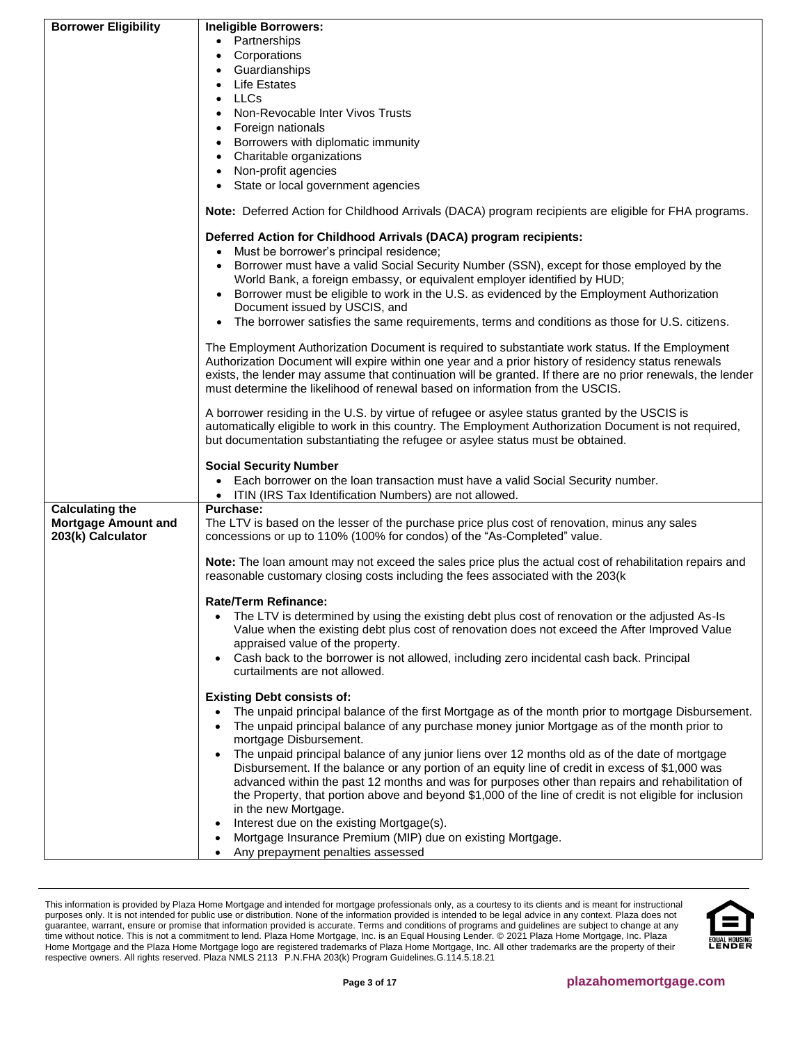| | |
|---|---|
| **Borrower Eligibility** | **Ineligible Borrowers:**<br>• Partnerships<br>• Corporations<br>• Guardianships<br>• Life Estates<br>• LLCs<br>• Non-Revocable Inter Vivos Trusts<br>• Foreign nationals<br>• Borrowers with diplomatic immunity<br>• Charitable organizations<br>• Non-profit agencies<br>• State or local government agencies<br><br>**Note:** Deferred Action for Childhood Arrivals (DACA) program recipients are eligible for FHA programs.<br><br>**Deferred Action for Childhood Arrivals (DACA) program recipients:**<br>• Must be borrower's principal residence;<br>• Borrower must have a valid Social Security Number (SSN), except for those employed by the World Bank, a foreign embassy, or equivalent employer identified by HUD;<br>• Borrower must be eligible to work in the U.S. as evidenced by the Employment Authorization Document issued by USCIS, and<br>• The borrower satisfies the same requirements, terms and conditions as those for U.S. citizens.<br><br>The Employment Authorization Document is required to substantiate work status. If the Employment Authorization Document will expire within one year and a prior history of residency status renewals exists, the lender may assume that continuation will be granted. If there are no prior renewals, the lender must determine the likelihood of renewal based on information from the USCIS.<br><br>A borrower residing in the U.S. by virtue of refugee or asylee status granted by the USCIS is automatically eligible to work in this country. The Employment Authorization Document is not required, but documentation substantiating the refugee or asylee status must be obtained.<br><br>**Social Security Number**<br>• Each borrower on the loan transaction must have a valid Social Security number.<br>• ITIN (IRS Tax Identification Numbers) are not allowed. |
| **Calculating the Mortgage Amount and 203(k) Calculator** | **Purchase:**<br>The LTV is based on the lesser of the purchase price plus cost of renovation, minus any sales concessions or up to 110% (100% for condos) of the "As-Completed" value.<br><br>**Note:** The loan amount may not exceed the sales price plus the actual cost of rehabilitation repairs and reasonable customary closing costs including the fees associated with the 203(k<br><br>**Rate/Term Refinance:**<br>• The LTV is determined by using the existing debt plus cost of renovation or the adjusted As-Is Value when the existing debt plus cost of renovation does not exceed the After Improved Value appraised value of the property.<br>• Cash back to the borrower is not allowed, including zero incidental cash back. Principal curtailments are not allowed.<br><br>**Existing Debt consists of:**<br>• The unpaid principal balance of the first Mortgage as of the month prior to mortgage Disbursement.<br>• The unpaid principal balance of any purchase money junior Mortgage as of the month prior to mortgage Disbursement.<br>• The unpaid principal balance of any junior liens over 12 months old as of the date of mortgage Disbursement. If the balance or any portion of an equity line of credit in excess of $1,000 was advanced within the past 12 months and was for purposes other than repairs and rehabilitation of the Property, that portion above and beyond $1,000 of the line of credit is not eligible for inclusion in the new Mortgage.<br>• Interest due on the existing Mortgage(s).<br>• Mortgage Insurance Premium (MIP) due on existing Mortgage.<br>• Any prepayment penalties assessed |

This information is provided by Plaza Home Mortgage and intended for mortgage professionals only, as a courtesy to its clients and is meant for instructional purposes only. It is not intended for public use or distribution. None of the information provided is intended to be legal advice in any context. Plaza does not guarantee, warrant, ensure or promise that information provided is accurate. Terms and conditions of programs and guidelines are subject to change at any time without notice. This is not a commitment to lend. Plaza Home Mortgage, Inc. is an Equal Housing Lender. © 2021 Plaza Home Mortgage, Inc. Plaza Home Mortgage and the Plaza Home Mortgage logo are registered trademarks of Plaza Home Mortgage, Inc. All other trademarks are the property of their respective owners. All rights reserved. Plaza NMLS 2113 P.N.FHA 203(k) Program Guidelines.G.114.5.18.21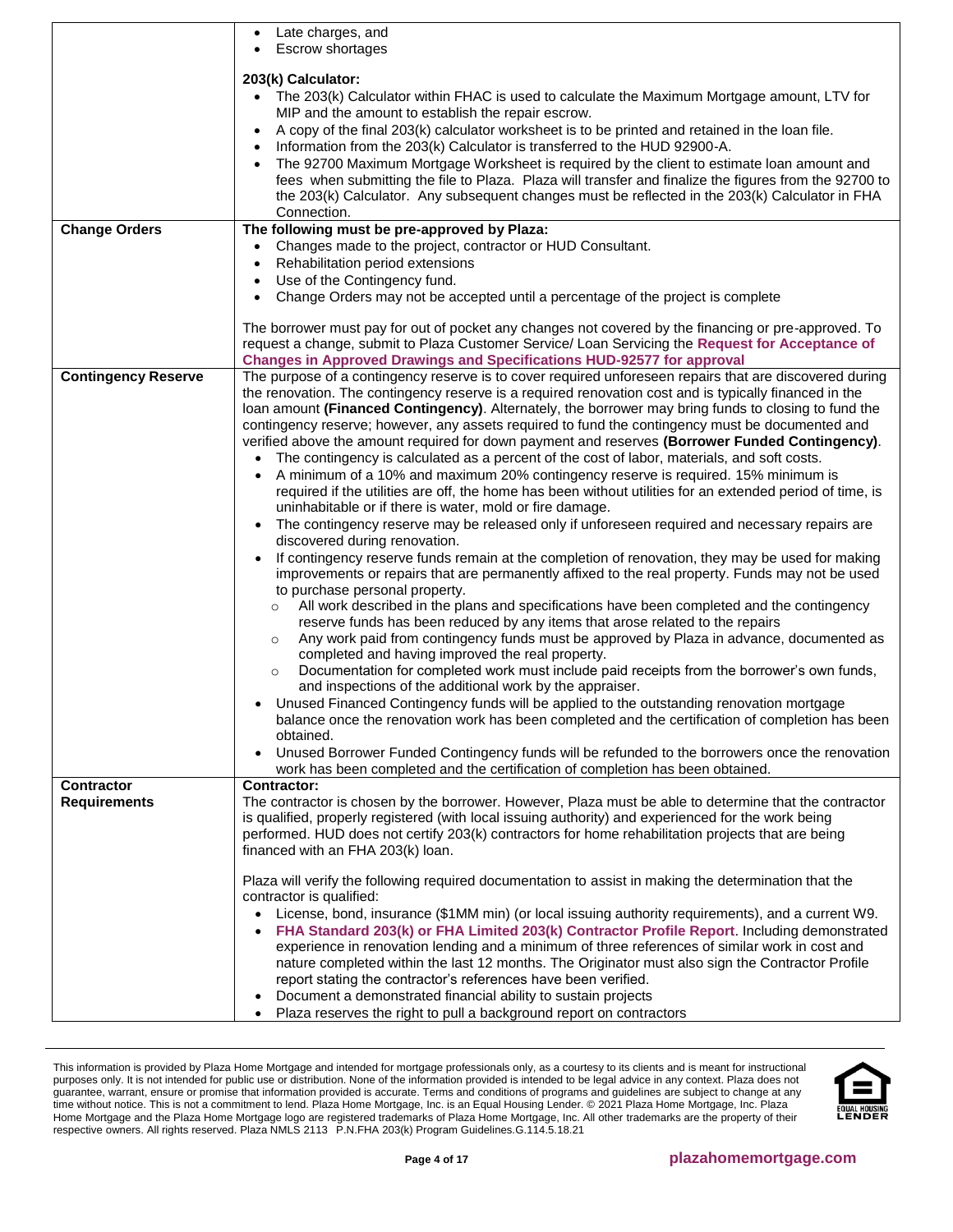| | |
|---|---|
| | • Late charges, and<br>• Escrow shortages<br><br>**203(k) Calculator:**<br>• The 203(k) Calculator within FHAC is used to calculate the Maximum Mortgage amount, LTV for MIP and the amount to establish the repair escrow.<br>• A copy of the final 203(k) calculator worksheet is to be printed and retained in the loan file.<br>• Information from the 203(k) Calculator is transferred to the HUD 92900-A.<br>• The 92700 Maximum Mortgage Worksheet is required by the client to estimate loan amount and fees when submitting the file to Plaza. Plaza will transfer and finalize the figures from the 92700 to the 203(k) Calculator. Any subsequent changes must be reflected in the 203(k) Calculator in FHA Connection. |
| **Change Orders** | **The following must be pre-approved by Plaza:**<br>• Changes made to the project, contractor or HUD Consultant.<br>• Rehabilitation period extensions<br>• Use of the Contingency fund.<br>• Change Orders may not be accepted until a percentage of the project is complete<br><br>The borrower must pay for out of pocket any changes not covered by the financing or pre-approved. To request a change, submit to Plaza Customer Service/ Loan Servicing the **Request for Acceptance of Changes in Approved Drawings and Specifications HUD-92577 for approval** |
| **Contingency Reserve** | The purpose of a contingency reserve is to cover required unforeseen repairs that are discovered during the renovation. The contingency reserve is a required renovation cost and is typically financed in the loan amount **(Financed Contingency)**. Alternately, the borrower may bring funds to closing to fund the contingency reserve; however, any assets required to fund the contingency must be documented and verified above the amount required for down payment and reserves **(Borrower Funded Contingency)**.<br>• The contingency is calculated as a percent of the cost of labor, materials, and soft costs.<br>• A minimum of a 10% and maximum 20% contingency reserve is required. 15% minimum is required if the utilities are off, the home has been without utilities for an extended period of time, is uninhabitable or if there is water, mold or fire damage.<br>• The contingency reserve may be released only if unforeseen required and necessary repairs are discovered during renovation.<br>• If contingency reserve funds remain at the completion of renovation, they may be used for making improvements or repairs that are permanently affixed to the real property. Funds may not be used to purchase personal property.<br>&nbsp;&nbsp;&nbsp;&nbsp;○ All work described in the plans and specifications have been completed and the contingency reserve funds has been reduced by any items that arose related to the repairs<br>&nbsp;&nbsp;&nbsp;&nbsp;○ Any work paid from contingency funds must be approved by Plaza in advance, documented as completed and having improved the real property.<br>&nbsp;&nbsp;&nbsp;&nbsp;○ Documentation for completed work must include paid receipts from the borrower's own funds, and inspections of the additional work by the appraiser.<br>• Unused Financed Contingency funds will be applied to the outstanding renovation mortgage balance once the renovation work has been completed and the certification of completion has been obtained.<br>• Unused Borrower Funded Contingency funds will be refunded to the borrowers once the renovation work has been completed and the certification of completion has been obtained. |
| **Contractor Requirements** | **Contractor:**<br>The contractor is chosen by the borrower. However, Plaza must be able to determine that the contractor is qualified, properly registered (with local issuing authority) and experienced for the work being performed. HUD does not certify 203(k) contractors for home rehabilitation projects that are being financed with an FHA 203(k) loan.<br><br>Plaza will verify the following required documentation to assist in making the determination that the contractor is qualified:<br>• License, bond, insurance ($1MM min) (or local issuing authority requirements), and a current W9.<br>• **FHA Standard 203(k) or FHA Limited 203(k) Contractor Profile Report**. Including demonstrated experience in renovation lending and a minimum of three references of similar work in cost and nature completed within the last 12 months. The Originator must also sign the Contractor Profile report stating the contractor's references have been verified.<br>• Document a demonstrated financial ability to sustain projects<br>• Plaza reserves the right to pull a background report on contractors |

This information is provided by Plaza Home Mortgage and intended for mortgage professionals only, as a courtesy to its clients and is meant for instructional purposes only. It is not intended for public use or distribution. None of the information provided is intended to be legal advice in any context. Plaza does not guarantee, warrant, ensure or promise that information provided is accurate. Terms and conditions of programs and guidelines are subject to change at any time without notice. This is not a commitment to lend. Plaza Home Mortgage, Inc. is an Equal Housing Lender. © 2021 Plaza Home Mortgage, Inc. Plaza Home Mortgage and the Plaza Home Mortgage logo are registered trademarks of Plaza Home Mortgage, Inc. All other trademarks are the property of their respective owners. All rights reserved. Plaza NMLS 2113 P.N.FHA 203(k) Program Guidelines.G.114.5.18.21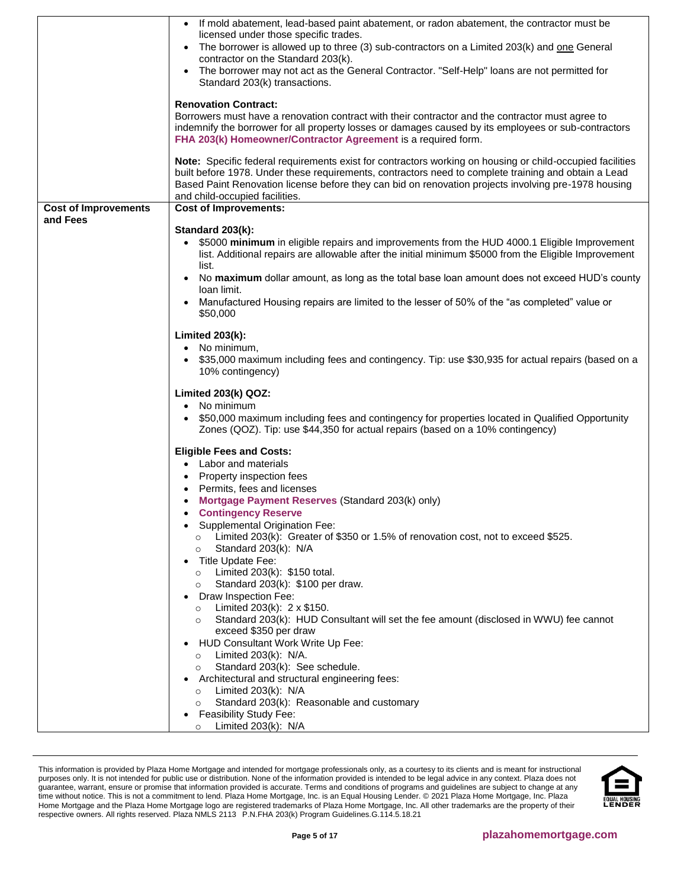| | |
|---|---|
| | • If mold abatement, lead-based paint abatement, or radon abatement, the contractor must be licensed under those specific trades.<br>• The borrower is allowed up to three (3) sub-contractors on a Limited 203(k) and one General contractor on the Standard 203(k).<br>• The borrower may not act as the General Contractor. "Self-Help" loans are not permitted for Standard 203(k) transactions.<br><br>**Renovation Contract:**<br>Borrowers must have a renovation contract with their contractor and the contractor must agree to indemnify the borrower for all property losses or damages caused by its employees or sub-contractors **FHA 203(k) Homeowner/Contractor Agreement** is a required form.<br><br>**Note:** Specific federal requirements exist for contractors working on housing or child-occupied facilities built before 1978. Under these requirements, contractors need to complete training and obtain a Lead Based Paint Renovation license before they can bid on renovation projects involving pre-1978 housing and child-occupied facilities. |
| **Cost of Improvements and Fees** | **Cost of Improvements:**<br><br>**Standard 203(k):**<br>• $5000 **minimum** in eligible repairs and improvements from the HUD 4000.1 Eligible Improvement list. Additional repairs are allowable after the initial minimum $5000 from the Eligible Improvement list.<br>• No **maximum** dollar amount, as long as the total base loan amount does not exceed HUD's county loan limit.<br>• Manufactured Housing repairs are limited to the lesser of 50% of the "as completed" value or $50,000<br><br>**Limited 203(k):**<br>• No minimum,<br>• $35,000 maximum including fees and contingency. Tip: use $30,935 for actual repairs (based on a 10% contingency)<br><br>**Limited 203(k) QOZ:**<br>• No minimum<br>• $50,000 maximum including fees and contingency for properties located in Qualified Opportunity Zones (QOZ). Tip: use $44,350 for actual repairs (based on a 10% contingency)<br><br>**Eligible Fees and Costs:**<br>• Labor and materials<br>• Property inspection fees<br>• Permits, fees and licenses<br>• **Mortgage Payment Reserves** (Standard 203(k) only)<br>• **Contingency Reserve**<br>• Supplemental Origination Fee:<br>&nbsp;&nbsp;○ Limited 203(k): Greater of $350 or 1.5% of renovation cost, not to exceed $525.<br>&nbsp;&nbsp;○ Standard 203(k): N/A<br>• Title Update Fee:<br>&nbsp;&nbsp;○ Limited 203(k): $150 total.<br>&nbsp;&nbsp;○ Standard 203(k): $100 per draw.<br>• Draw Inspection Fee:<br>&nbsp;&nbsp;○ Limited 203(k): 2 x $150.<br>&nbsp;&nbsp;○ Standard 203(k): HUD Consultant will set the fee amount (disclosed in WWU) fee cannot exceed $350 per draw<br>• HUD Consultant Work Write Up Fee:<br>&nbsp;&nbsp;○ Limited 203(k): N/A.<br>&nbsp;&nbsp;○ Standard 203(k): See schedule.<br>• Architectural and structural engineering fees:<br>&nbsp;&nbsp;○ Limited 203(k): N/A<br>&nbsp;&nbsp;○ Standard 203(k): Reasonable and customary<br>• Feasibility Study Fee:<br>&nbsp;&nbsp;○ Limited 203(k): N/A |

This information is provided by Plaza Home Mortgage and intended for mortgage professionals only, as a courtesy to its clients and is meant for instructional purposes only. It is not intended for public use or distribution. None of the information provided is intended to be legal advice in any context. Plaza does not guarantee, warrant, ensure or promise that information provided is accurate. Terms and conditions of programs and guidelines are subject to change at any time without notice. This is not a commitment to lend. Plaza Home Mortgage, Inc. is an Equal Housing Lender. © 2021 Plaza Home Mortgage, Inc. Plaza Home Mortgage and the Plaza Home Mortgage logo are registered trademarks of Plaza Home Mortgage, Inc. All other trademarks are the property of their respective owners. All rights reserved. Plaza NMLS 2113 P.N.FHA 203(k) Program Guidelines.G.114.5.18.21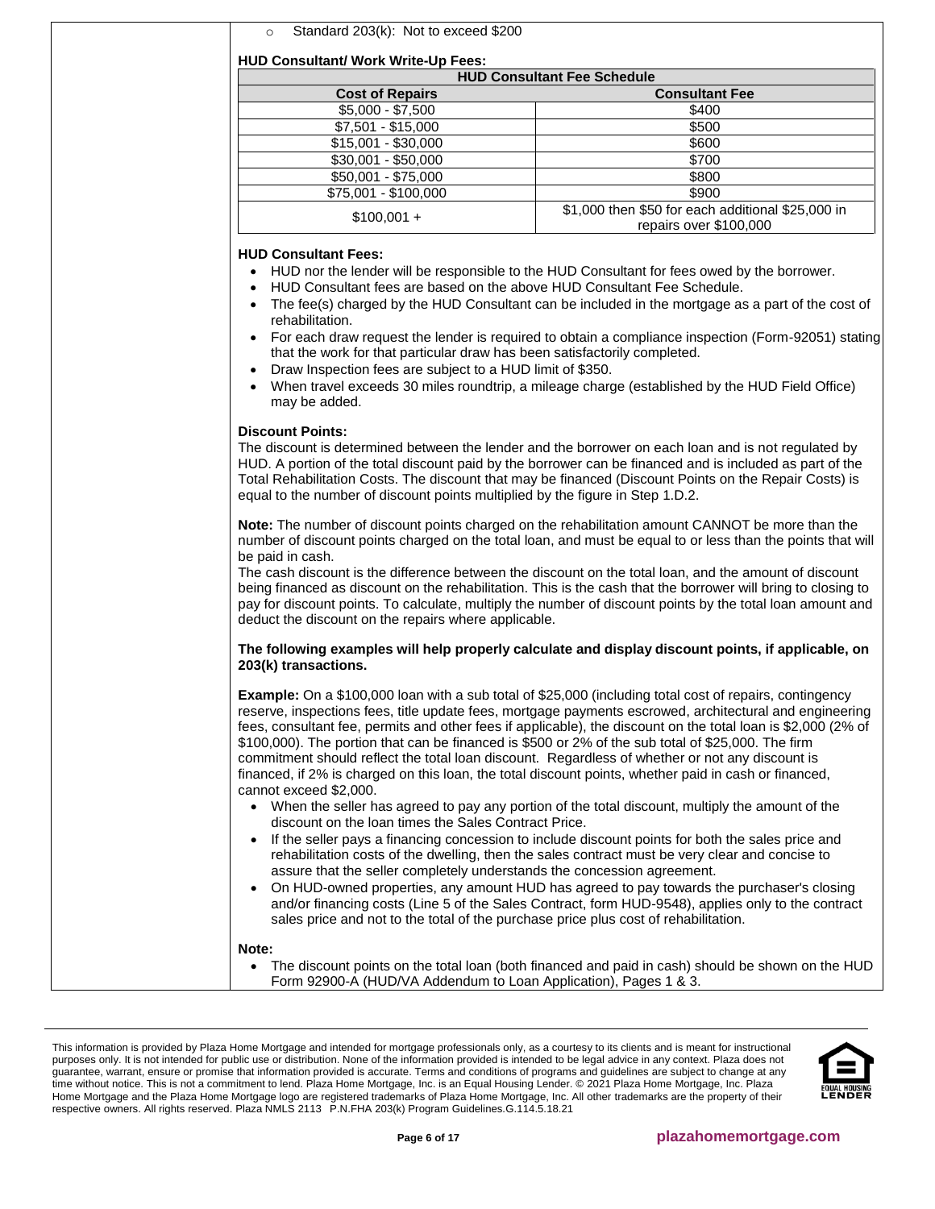- Standard 203(k): Not to exceed $200

**HUD Consultant/ Work Write-Up Fees:**

| HUD Consultant Fee Schedule | |
|---|---|
| **Cost of Repairs** | **Consultant Fee** |
| $5,000 - $7,500 | $400 |
| $7,501 - $15,000 | $500 |
| $15,001 - $30,000 | $600 |
| $30,001 - $50,000 | $700 |
| $50,001 - $75,000 | $800 |
| $75,001 - $100,000 | $900 |
| $100,001 + | $1,000 then $50 for each additional $25,000 in repairs over $100,000 |

**HUD Consultant Fees:**

- HUD nor the lender will be responsible to the HUD Consultant for fees owed by the borrower.
- HUD Consultant fees are based on the above HUD Consultant Fee Schedule.
- The fee(s) charged by the HUD Consultant can be included in the mortgage as a part of the cost of rehabilitation.
- For each draw request the lender is required to obtain a compliance inspection (Form-92051) stating that the work for that particular draw has been satisfactorily completed.
- Draw Inspection fees are subject to a HUD limit of $350.
- When travel exceeds 30 miles roundtrip, a mileage charge (established by the HUD Field Office) may be added.

**Discount Points:**

The discount is determined between the lender and the borrower on each loan and is not regulated by HUD. A portion of the total discount paid by the borrower can be financed and is included as part of the Total Rehabilitation Costs. The discount that may be financed (Discount Points on the Repair Costs) is equal to the number of discount points multiplied by the figure in Step 1.D.2.

**Note:** The number of discount points charged on the rehabilitation amount CANNOT be more than the number of discount points charged on the total loan, and must be equal to or less than the points that will be paid in cash.

The cash discount is the difference between the discount on the total loan, and the amount of discount being financed as discount on the rehabilitation. This is the cash that the borrower will bring to closing to pay for discount points. To calculate, multiply the number of discount points by the total loan amount and deduct the discount on the repairs where applicable.

**The following examples will help properly calculate and display discount points, if applicable, on 203(k) transactions.**

**Example:** On a $100,000 loan with a sub total of $25,000 (including total cost of repairs, contingency reserve, inspections fees, title update fees, mortgage payments escrowed, architectural and engineering fees, consultant fee, permits and other fees if applicable), the discount on the total loan is $2,000 (2% of $100,000). The portion that can be financed is $500 or 2% of the sub total of $25,000. The firm commitment should reflect the total loan discount. Regardless of whether or not any discount is financed, if 2% is charged on this loan, the total discount points, whether paid in cash or financed, cannot exceed $2,000.

- When the seller has agreed to pay any portion of the total discount, multiply the amount of the discount on the loan times the Sales Contract Price.
- If the seller pays a financing concession to include discount points for both the sales price and rehabilitation costs of the dwelling, then the sales contract must be very clear and concise to assure that the seller completely understands the concession agreement.
- On HUD-owned properties, any amount HUD has agreed to pay towards the purchaser's closing and/or financing costs (Line 5 of the Sales Contract, form HUD-9548), applies only to the contract sales price and not to the total of the purchase price plus cost of rehabilitation.

**Note:**

- The discount points on the total loan (both financed and paid in cash) should be shown on the HUD Form 92900-A (HUD/VA Addendum to Loan Application), Pages 1 & 3.

This information is provided by Plaza Home Mortgage and intended for mortgage professionals only, as a courtesy to its clients and is meant for instructional purposes only. It is not intended for public use or distribution. None of the information provided is intended to be legal advice in any context. Plaza does not guarantee, warrant, ensure or promise that information provided is accurate. Terms and conditions of programs and guidelines are subject to change at any time without notice. This is not a commitment to lend. Plaza Home Mortgage, Inc. is an Equal Housing Lender. © 2021 Plaza Home Mortgage, Inc. Plaza Home Mortgage and the Plaza Home Mortgage logo are registered trademarks of Plaza Home Mortgage, Inc. All other trademarks are the property of their respective owners. All rights reserved. Plaza NMLS 2113 P.N.FHA 203(k) Program Guidelines.G.114.5.18.21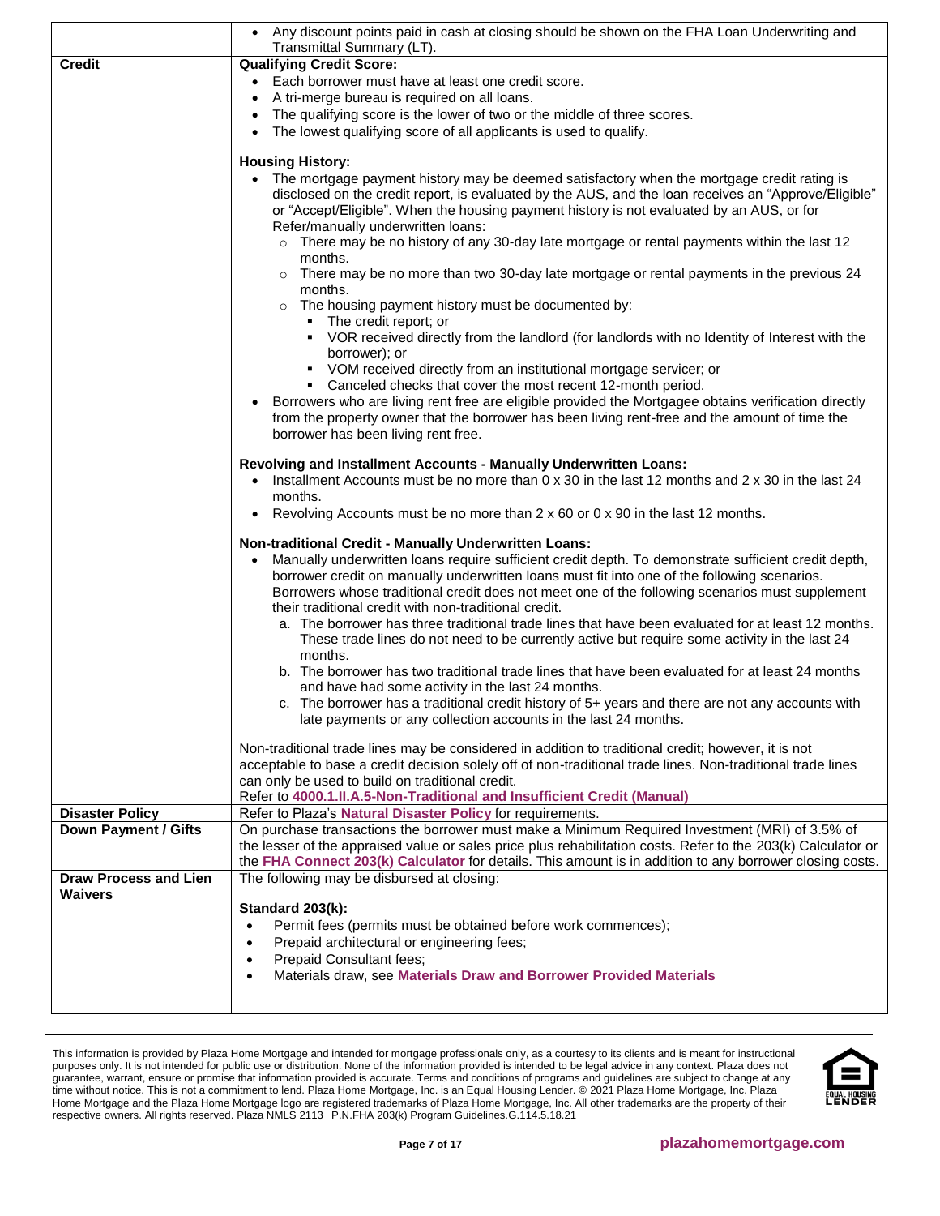| | |
|---|---|
| | • Any discount points paid in cash at closing should be shown on the FHA Loan Underwriting and Transmittal Summary (LT). |
| **Credit** | **Qualifying Credit Score:**<br>• Each borrower must have at least one credit score.<br>• A tri-merge bureau is required on all loans.<br>• The qualifying score is the lower of two or the middle of three scores.<br>• The lowest qualifying score of all applicants is used to qualify.<br><br>**Housing History:**<br>• The mortgage payment history may be deemed satisfactory when the mortgage credit rating is disclosed on the credit report, is evaluated by the AUS, and the loan receives an "Approve/Eligible" or "Accept/Eligible". When the housing payment history is not evaluated by an AUS, or for Refer/manually underwritten loans:<br>  ○ There may be no history of any 30-day late mortgage or rental payments within the last 12 months.<br>  ○ There may be no more than two 30-day late mortgage or rental payments in the previous 24 months.<br>  ○ The housing payment history must be documented by:<br>    ▪ The credit report; or<br>    ▪ VOR received directly from the landlord (for landlords with no Identity of Interest with the borrower); or<br>    ▪ VOM received directly from an institutional mortgage servicer; or<br>    ▪ Canceled checks that cover the most recent 12-month period.<br>• Borrowers who are living rent free are eligible provided the Mortgagee obtains verification directly from the property owner that the borrower has been living rent-free and the amount of time the borrower has been living rent free.<br><br>**Revolving and Installment Accounts - Manually Underwritten Loans:**<br>• Installment Accounts must be no more than 0 x 30 in the last 12 months and 2 x 30 in the last 24 months.<br>• Revolving Accounts must be no more than 2 x 60 or 0 x 90 in the last 12 months.<br><br>**Non-traditional Credit - Manually Underwritten Loans:**<br>• Manually underwritten loans require sufficient credit depth. To demonstrate sufficient credit depth, borrower credit on manually underwritten loans must fit into one of the following scenarios. Borrowers whose traditional credit does not meet one of the following scenarios must supplement their traditional credit with non-traditional credit.<br>  a. The borrower has three traditional trade lines that have been evaluated for at least 12 months. These trade lines do not need to be currently active but require some activity in the last 24 months.<br>  b. The borrower has two traditional trade lines that have been evaluated for at least 24 months and have had some activity in the last 24 months.<br>  c. The borrower has a traditional credit history of 5+ years and there are not any accounts with late payments or any collection accounts in the last 24 months.<br><br>Non-traditional trade lines may be considered in addition to traditional credit; however, it is not acceptable to base a credit decision solely off of non-traditional trade lines. Non-traditional trade lines can only be used to build on traditional credit.<br>Refer to **4000.1.II.A.5-Non-Traditional and Insufficient Credit (Manual)** |
| **Disaster Policy** | Refer to Plaza's **Natural Disaster Policy** for requirements. |
| **Down Payment / Gifts** | On purchase transactions the borrower must make a Minimum Required Investment (MRI) of 3.5% of the lesser of the appraised value or sales price plus rehabilitation costs. Refer to the 203(k) Calculator or the **FHA Connect 203(k) Calculator** for details. This amount is in addition to any borrower closing costs. |
| **Draw Process and Lien Waivers** | The following may be disbursed at closing:<br><br>**Standard 203(k):**<br>• Permit fees (permits must be obtained before work commences);<br>• Prepaid architectural or engineering fees;<br>• Prepaid Consultant fees;<br>• Materials draw, see **Materials Draw and Borrower Provided Materials** |

This information is provided by Plaza Home Mortgage and intended for mortgage professionals only, as a courtesy to its clients and is meant for instructional purposes only. It is not intended for public use or distribution. None of the information provided is intended to be legal advice in any context. Plaza does not guarantee, warrant, ensure or promise that information provided is accurate. Terms and conditions of programs and guidelines are subject to change at any time without notice. This is not a commitment to lend. Plaza Home Mortgage, Inc. is an Equal Housing Lender. © 2021 Plaza Home Mortgage, Inc. Plaza Home Mortgage and the Plaza Home Mortgage logo are registered trademarks of Plaza Home Mortgage, Inc. All other trademarks are the property of their respective owners. All rights reserved. Plaza NMLS 2113 P.N.FHA 203(k) Program Guidelines.G.114.5.18.21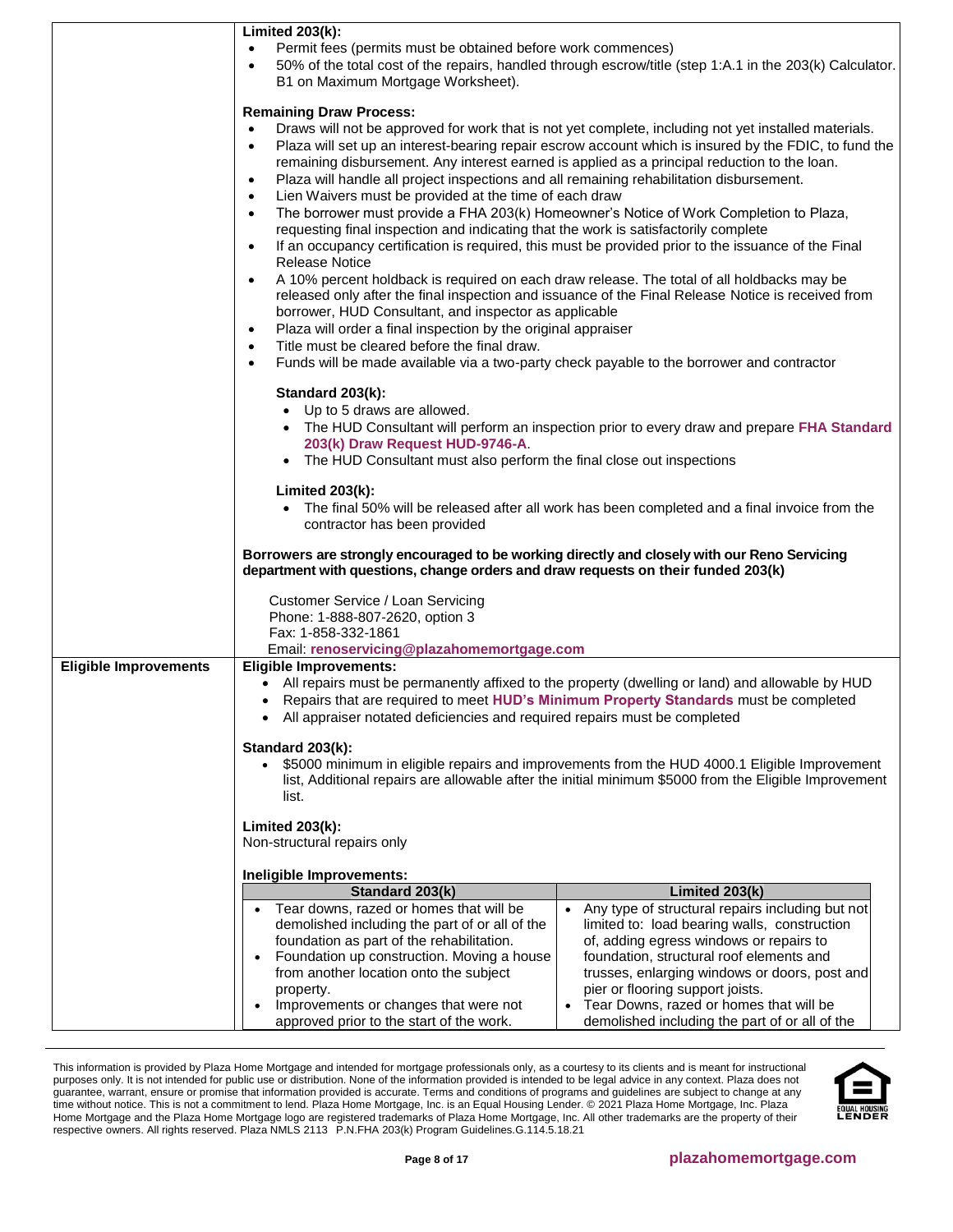**Limited 203(k):**

- Permit fees (permits must be obtained before work commences)
- 50% of the total cost of the repairs, handled through escrow/title (step 1:A.1 in the 203(k) Calculator. B1 on Maximum Mortgage Worksheet).

**Remaining Draw Process:**

- Draws will not be approved for work that is not yet complete, including not yet installed materials.
- Plaza will set up an interest-bearing repair escrow account which is insured by the FDIC, to fund the remaining disbursement. Any interest earned is applied as a principal reduction to the loan.
- Plaza will handle all project inspections and all remaining rehabilitation disbursement.
- Lien Waivers must be provided at the time of each draw
- The borrower must provide a FHA 203(k) Homeowner's Notice of Work Completion to Plaza, requesting final inspection and indicating that the work is satisfactorily complete
- If an occupancy certification is required, this must be provided prior to the issuance of the Final Release Notice
- A 10% percent holdback is required on each draw release. The total of all holdbacks may be released only after the final inspection and issuance of the Final Release Notice is received from borrower, HUD Consultant, and inspector as applicable
- Plaza will order a final inspection by the original appraiser
- Title must be cleared before the final draw.
- Funds will be made available via a two-party check payable to the borrower and contractor

**Standard 203(k):**

- Up to 5 draws are allowed.
- The HUD Consultant will perform an inspection prior to every draw and prepare **FHA Standard 203(k) Draw Request HUD-9746-A**.
- The HUD Consultant must also perform the final close out inspections

**Limited 203(k):**

- The final 50% will be released after all work has been completed and a final invoice from the contractor has been provided

**Borrowers are strongly encouraged to be working directly and closely with our Reno Servicing department with questions, change orders and draw requests on their funded 203(k)**

Customer Service / Loan Servicing
Phone: 1-888-807-2620, option 3
Fax: 1-858-332-1861
Email: **renoservicing@plazahomemortgage.com**

## Eligible Improvements

**Eligible Improvements:**

- All repairs must be permanently affixed to the property (dwelling or land) and allowable by HUD
- Repairs that are required to meet **HUD's Minimum Property Standards** must be completed
- All appraiser notated deficiencies and required repairs must be completed

**Standard 203(k):**

- $5000 minimum in eligible repairs and improvements from the HUD 4000.1 Eligible Improvement list, Additional repairs are allowable after the initial minimum $5000 from the Eligible Improvement list.

**Limited 203(k):**
Non-structural repairs only

**Ineligible Improvements:**

| Standard 203(k) | Limited 203(k) |
|---|---|
| • Tear downs, razed or homes that will be demolished including the part of or all of the foundation as part of the rehabilitation.<br>• Foundation up construction. Moving a house from another location onto the subject property.<br>• Improvements or changes that were not approved prior to the start of the work. | • Any type of structural repairs including but not limited to: load bearing walls, construction of, adding egress windows or repairs to foundation, structural roof elements and trusses, enlarging windows or doors, post and pier or flooring support joists.<br>• Tear Downs, razed or homes that will be demolished including the part of or all of the |

This information is provided by Plaza Home Mortgage and intended for mortgage professionals only, as a courtesy to its clients and is meant for instructional purposes only. It is not intended for public use or distribution. None of the information provided is intended to be legal advice in any context. Plaza does not guarantee, warrant, ensure or promise that information provided is accurate. Terms and conditions of programs and guidelines are subject to change at any time without notice. This is not a commitment to lend. Plaza Home Mortgage, Inc. is an Equal Housing Lender. © 2021 Plaza Home Mortgage, Inc. Plaza Home Mortgage and the Plaza Home Mortgage logo are registered trademarks of Plaza Home Mortgage, Inc. All other trademarks are the property of their respective owners. All rights reserved. Plaza NMLS 2113 P.N.FHA 203(k) Program Guidelines.G.114.5.18.21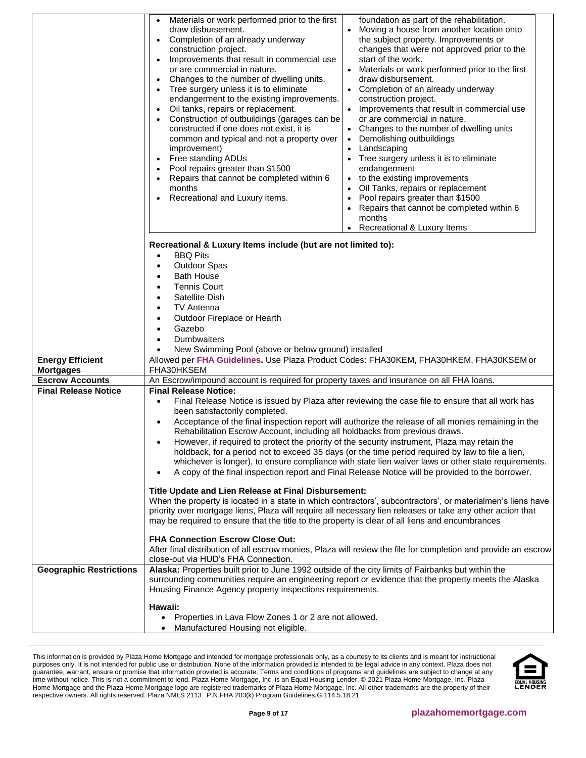| | |
|---|---|
| | <table><tr><td><ul><li>Materials or work performed prior to the first draw disbursement.</li><li>Completion of an already underway construction project.</li><li>Improvements that result in commercial use or are commercial in nature.</li><li>Changes to the number of dwelling units.</li><li>Tree surgery unless it is to eliminate endangerment to the existing improvements.</li><li>Oil tanks, repairs or replacement.</li><li>Construction of outbuildings (garages can be constructed if one does not exist, it is common and typical and not a property over improvement)</li><li>Free standing ADUs</li><li>Pool repairs greater than $1500</li><li>Repairs that cannot be completed within 6 months</li><li>Recreational and Luxury items.</li></ul></td><td>foundation as part of the rehabilitation.<ul><li>Moving a house from another location onto the subject property. Improvements or changes that were not approved prior to the start of the work.</li><li>Materials or work performed prior to the first draw disbursement.</li><li>Completion of an already underway construction project.</li><li>Improvements that result in commercial use or are commercial in nature.</li><li>Changes to the number of dwelling units</li><li>Demolishing outbuildings</li><li>Landscaping</li><li>Tree surgery unless it is to eliminate endangerment</li><li>to the existing improvements</li><li>Oil Tanks, repairs or replacement</li><li>Pool repairs greater than $1500</li><li>Repairs that cannot be completed within 6 months</li><li>Recreational & Luxury Items</li></ul></td></tr></table><br>**Recreational & Luxury Items include (but are not limited to):**<br>• BBQ Pits<br>• Outdoor Spas<br>• Bath House<br>• Tennis Court<br>• Satellite Dish<br>• TV Antenna<br>• Outdoor Fireplace or Hearth<br>• Gazebo<br>• Dumbwaiters<br>• New Swimming Pool (above or below ground) installed |
| **Energy Efficient Mortgages** | Allowed per **FHA Guidelines.** Use Plaza Product Codes: FHA30KEM, FHA30HKEM, FHA30KSEM or FHA30HKSEM |
| **Escrow Accounts** | An Escrow/impound account is required for property taxes and insurance on all FHA loans. |
| **Final Release Notice** | **Final Release Notice:**<br>• Final Release Notice is issued by Plaza after reviewing the case file to ensure that all work has been satisfactorily completed.<br>• Acceptance of the final inspection report will authorize the release of all monies remaining in the Rehabilitation Escrow Account, including all holdbacks from previous draws.<br>• However, if required to protect the priority of the security instrument, Plaza may retain the holdback, for a period not to exceed 35 days (or the time period required by law to file a lien, whichever is longer), to ensure compliance with state lien waiver laws or other state requirements.<br>• A copy of the final inspection report and Final Release Notice will be provided to the borrower.<br><br>**Title Update and Lien Release at Final Disbursement:**<br>When the property is located in a state in which contractors', subcontractors', or materialmen's liens have priority over mortgage liens, Plaza will require all necessary lien releases or take any other action that may be required to ensure that the title to the property is clear of all liens and encumbrances<br><br>**FHA Connection Escrow Close Out:**<br>After final distribution of all escrow monies, Plaza will review the file for completion and provide an escrow close-out via HUD's FHA Connection. |
| **Geographic Restrictions** | **Alaska:** Properties built prior to June 1992 outside of the city limits of Fairbanks but within the surrounding communities require an engineering report or evidence that the property meets the Alaska Housing Finance Agency property inspections requirements.<br><br>**Hawaii:**<br>• Properties in Lava Flow Zones 1 or 2 are not allowed.<br>• Manufactured Housing not eligible. |

This information is provided by Plaza Home Mortgage and intended for mortgage professionals only, as a courtesy to its clients and is meant for instructional purposes only. It is not intended for public use or distribution. None of the information provided is intended to be legal advice in any context. Plaza does not guarantee, warrant, ensure or promise that information provided is accurate. Terms and conditions of programs and guidelines are subject to change at any time without notice. This is not a commitment to lend. Plaza Home Mortgage, Inc. is an Equal Housing Lender. © 2021 Plaza Home Mortgage, Inc. Plaza Home Mortgage and the Plaza Home Mortgage logo are registered trademarks of Plaza Home Mortgage, Inc. All other trademarks are the property of their respective owners. All rights reserved. Plaza NMLS 2113 P.N.FHA 203(k) Program Guidelines.G.114.5.18.21

plazahomemortgage.com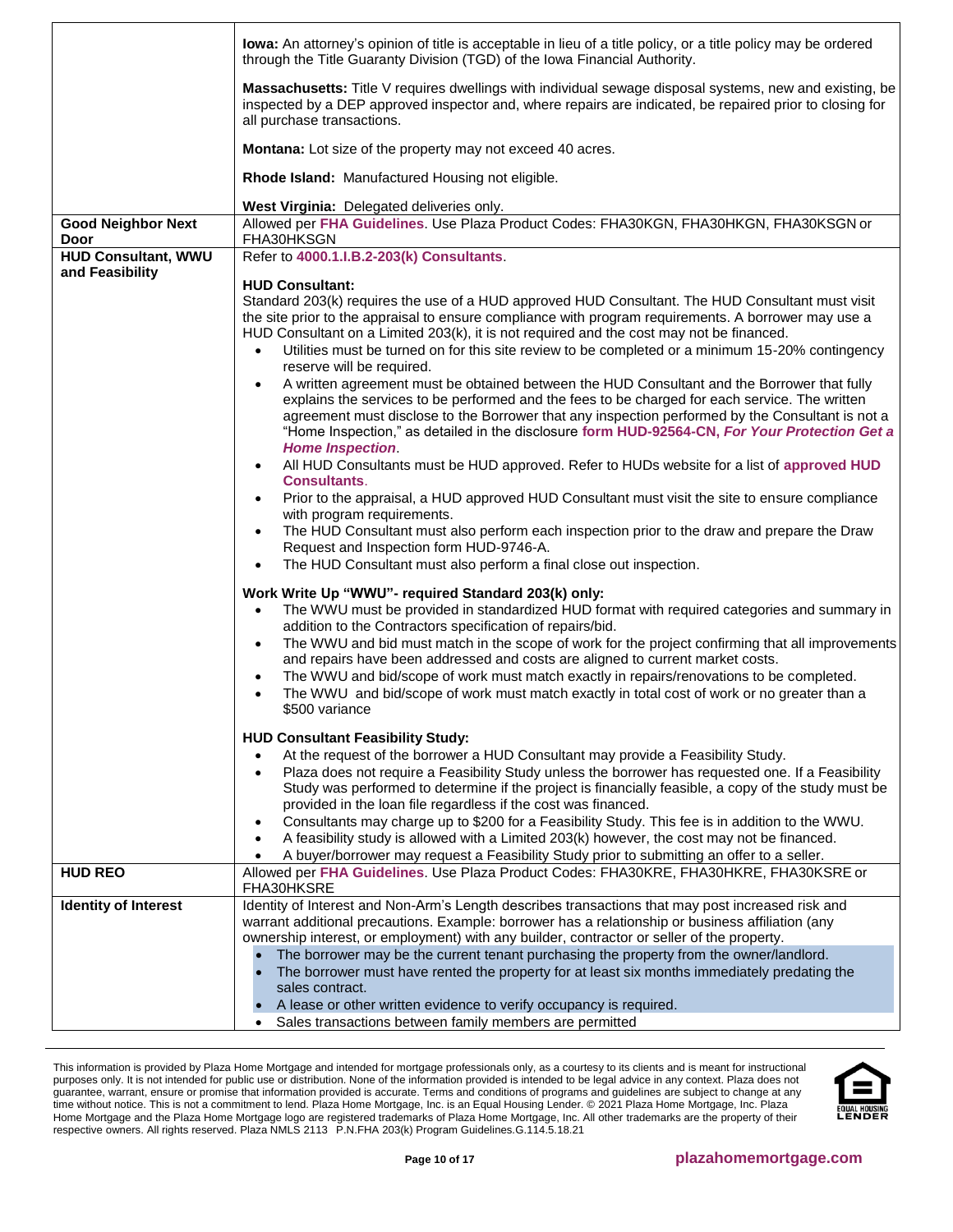| | |
|---|---|
| | **Iowa:** An attorney's opinion of title is acceptable in lieu of a title policy, or a title policy may be ordered through the Title Guaranty Division (TGD) of the Iowa Financial Authority.<br><br>**Massachusetts:** Title V requires dwellings with individual sewage disposal systems, new and existing, be inspected by a DEP approved inspector and, where repairs are indicated, be repaired prior to closing for all purchase transactions.<br><br>**Montana:** Lot size of the property may not exceed 40 acres.<br><br>**Rhode Island:** Manufactured Housing not eligible.<br><br>**West Virginia:** Delegated deliveries only. |
| **Good Neighbor Next Door** | Allowed per **FHA Guidelines**. Use Plaza Product Codes: FHA30KGN, FHA30HKGN, FHA30KSGN or FHA30HKSGN |
| **HUD Consultant, WWU and Feasibility** | Refer to **4000.1.I.B.2-203(k) Consultants**.<br><br>**HUD Consultant:**<br>Standard 203(k) requires the use of a HUD approved HUD Consultant. The HUD Consultant must visit the site prior to the appraisal to ensure compliance with program requirements. A borrower may use a HUD Consultant on a Limited 203(k), it is not required and the cost may not be financed.<br>• Utilities must be turned on for this site review to be completed or a minimum 15-20% contingency reserve will be required.<br>• A written agreement must be obtained between the HUD Consultant and the Borrower that fully explains the services to be performed and the fees to be charged for each service. The written agreement must disclose to the Borrower that any inspection performed by the Consultant is not a "Home Inspection," as detailed in the disclosure **form HUD-92564-CN, *For Your Protection Get a Home Inspection***.<br>• All HUD Consultants must be HUD approved. Refer to HUDs website for a list of **approved HUD Consultants**.<br>• Prior to the appraisal, a HUD approved HUD Consultant must visit the site to ensure compliance with program requirements.<br>• The HUD Consultant must also perform each inspection prior to the draw and prepare the Draw Request and Inspection form HUD-9746-A.<br>• The HUD Consultant must also perform a final close out inspection.<br><br>**Work Write Up "WWU"- required Standard 203(k) only:**<br>• The WWU must be provided in standardized HUD format with required categories and summary in addition to the Contractors specification of repairs/bid.<br>• The WWU and bid must match in the scope of work for the project confirming that all improvements and repairs have been addressed and costs are aligned to current market costs.<br>• The WWU and bid/scope of work must match exactly in repairs/renovations to be completed.<br>• The WWU and bid/scope of work must match exactly in total cost of work or no greater than a $500 variance<br><br>**HUD Consultant Feasibility Study:**<br>• At the request of the borrower a HUD Consultant may provide a Feasibility Study.<br>• Plaza does not require a Feasibility Study unless the borrower has requested one. If a Feasibility Study was performed to determine if the project is financially feasible, a copy of the study must be provided in the loan file regardless if the cost was financed.<br>• Consultants may charge up to $200 for a Feasibility Study. This fee is in addition to the WWU.<br>• A feasibility study is allowed with a Limited 203(k) however, the cost may not be financed.<br>• A buyer/borrower may request a Feasibility Study prior to submitting an offer to a seller. |
| **HUD REO** | Allowed per **FHA Guidelines**. Use Plaza Product Codes: FHA30KRE, FHA30HKRE, FHA30KSRE or FHA30HKSRE |
| **Identity of Interest** | Identity of Interest and Non-Arm's Length describes transactions that may post increased risk and warrant additional precautions. Example: borrower has a relationship or business affiliation (any ownership interest, or employment) with any builder, contractor or seller of the property.<br>• The borrower may be the current tenant purchasing the property from the owner/landlord.<br>• The borrower must have rented the property for at least six months immediately predating the sales contract.<br>• A lease or other written evidence to verify occupancy is required.<br>• Sales transactions between family members are permitted |

This information is provided by Plaza Home Mortgage and intended for mortgage professionals only, as a courtesy to its clients and is meant for instructional purposes only. It is not intended for public use or distribution. None of the information provided is intended to be legal advice in any context. Plaza does not guarantee, warrant, ensure or promise that information provided is accurate. Terms and conditions of programs and guidelines are subject to change at any time without notice. This is not a commitment to lend. Plaza Home Mortgage, Inc. is an Equal Housing Lender. © 2021 Plaza Home Mortgage, Inc. Plaza Home Mortgage and the Plaza Home Mortgage logo are registered trademarks of Plaza Home Mortgage, Inc. All other trademarks are the property of their respective owners. All rights reserved. Plaza NMLS 2113 P.N.FHA 203(k) Program Guidelines.G.114.5.18.21

plazahomemortgage.com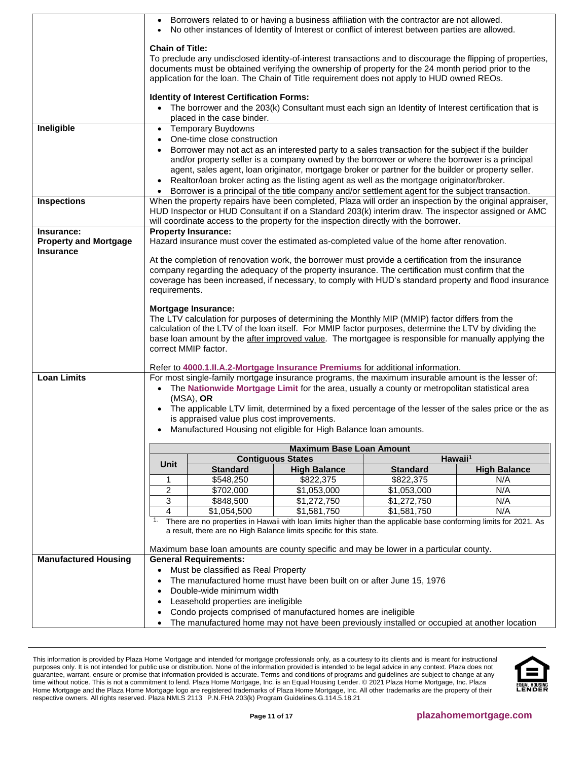| | |
|---|---|
| | • Borrowers related to or having a business affiliation with the contractor are not allowed.<br>• No other instances of Identity of Interest or conflict of interest between parties are allowed.<br><br>**Chain of Title:**<br>To preclude any undisclosed identity-of-interest transactions and to discourage the flipping of properties, documents must be obtained verifying the ownership of property for the 24 month period prior to the application for the loan. The Chain of Title requirement does not apply to HUD owned REOs.<br><br>**Identity of Interest Certification Forms:**<br>• The borrower and the 203(k) Consultant must each sign an Identity of Interest certification that is placed in the case binder. |
| **Ineligible** | • Temporary Buydowns<br>• One-time close construction<br>• Borrower may not act as an interested party to a sales transaction for the subject if the builder and/or property seller is a company owned by the borrower or where the borrower is a principal agent, sales agent, loan originator, mortgage broker or partner for the builder or property seller.<br>• Realtor/loan broker acting as the listing agent as well as the mortgage originator/broker.<br>• Borrower is a principal of the title company and/or settlement agent for the subject transaction. |
| **Inspections** | When the property repairs have been completed, Plaza will order an inspection by the original appraiser, HUD Inspector or HUD Consultant if on a Standard 203(k) interim draw. The inspector assigned or AMC will coordinate access to the property for the inspection directly with the borrower. |
| **Insurance: Property and Mortgage Insurance** | **Property Insurance:**<br>Hazard insurance must cover the estimated as-completed value of the home after renovation.<br><br>At the completion of renovation work, the borrower must provide a certification from the insurance company regarding the adequacy of the property insurance. The certification must confirm that the coverage has been increased, if necessary, to comply with HUD's standard property and flood insurance requirements.<br><br>**Mortgage Insurance:**<br>The LTV calculation for purposes of determining the Monthly MIP (MMIP) factor differs from the calculation of the LTV of the loan itself. For MMIP factor purposes, determine the LTV by dividing the base loan amount by the after improved value. The mortgagee is responsible for manually applying the correct MMIP factor.<br><br>Refer to **4000.1.II.A.2-Mortgage Insurance Premiums** for additional information. |
| **Loan Limits** | For most single-family mortgage insurance programs, the maximum insurable amount is the lesser of:<br>• The **Nationwide Mortgage Limit** for the area, usually a county or metropolitan statistical area (MSA), **OR**<br>• The applicable LTV limit, determined by a fixed percentage of the lesser of the sales price or the as is appraised value plus cost improvements.<br>• Manufactured Housing not eligible for High Balance loan amounts. |

**Maximum Base Loan Amount**

| Unit | Contiguous States | | Hawaii[1] | |
|---|---|---|---|---|
| | **Standard** | **High Balance** | **Standard** | **High Balance** |
| 1 | $548,250 | $822,375 | $822,375 | N/A |
| 2 | $702,000 | $1,053,000 | $1,053,000 | N/A |
| 3 | $848,500 | $1,272,750 | $1,272,750 | N/A |
| 4 | $1,054,500 | $1,581,750 | $1,581,750 | N/A |

[1] There are no properties in Hawaii with loan limits higher than the applicable base conforming limits for 2021. As a result, there are no High Balance limits specific for this state.

Maximum base loan amounts are county specific and may be lower in a particular county.

| | |
|---|---|
| **Manufactured Housing** | **General Requirements:**<br>• Must be classified as Real Property<br>• The manufactured home must have been built on or after June 15, 1976<br>• Double-wide minimum width<br>• Leasehold properties are ineligible<br>• Condo projects comprised of manufactured homes are ineligible<br>• The manufactured home may not have been previously installed or occupied at another location |

This information is provided by Plaza Home Mortgage and intended for mortgage professionals only, as a courtesy to its clients and is meant for instructional purposes only. It is not intended for public use or distribution. None of the information provided is intended to be legal advice in any context. Plaza does not guarantee, warrant, ensure or promise that information provided is accurate. Terms and conditions of programs and guidelines are subject to change at any time without notice. This is not a commitment to lend. Plaza Home Mortgage, Inc. is an Equal Housing Lender. © 2021 Plaza Home Mortgage, Inc. Plaza Home Mortgage and the Plaza Home Mortgage logo are registered trademarks of Plaza Home Mortgage, Inc. All other trademarks are the property of their respective owners. All rights reserved. Plaza NMLS 2113 P.N.FHA 203(k) Program Guidelines.G.114.5.18.21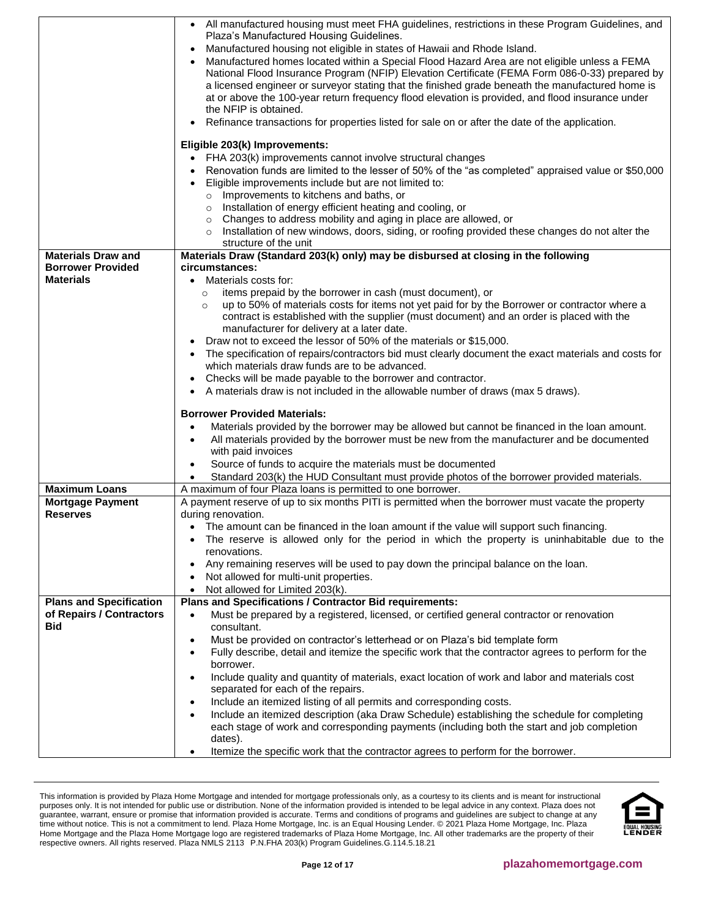| | |
|---|---|
| | • All manufactured housing must meet FHA guidelines, restrictions in these Program Guidelines, and Plaza's Manufactured Housing Guidelines.<br>• Manufactured housing not eligible in states of Hawaii and Rhode Island.<br>• Manufactured homes located within a Special Flood Hazard Area are not eligible unless a FEMA National Flood Insurance Program (NFIP) Elevation Certificate (FEMA Form 086-0-33) prepared by a licensed engineer or surveyor stating that the finished grade beneath the manufactured home is at or above the 100-year return frequency flood elevation is provided, and flood insurance under the NFIP is obtained.<br>• Refinance transactions for properties listed for sale on or after the date of the application.<br><br>**Eligible 203(k) Improvements:**<br>• FHA 203(k) improvements cannot involve structural changes<br>• Renovation funds are limited to the lesser of 50% of the "as completed" appraised value or $50,000<br>• Eligible improvements include but are not limited to:<br>  ○ Improvements to kitchens and baths, or<br>  ○ Installation of energy efficient heating and cooling, or<br>  ○ Changes to address mobility and aging in place are allowed, or<br>  ○ Installation of new windows, doors, siding, or roofing provided these changes do not alter the structure of the unit |
| **Materials Draw and Borrower Provided Materials** | **Materials Draw (Standard 203(k) only) may be disbursed at closing in the following circumstances:**<br>• Materials costs for:<br>  ○ items prepaid by the borrower in cash (must document), or<br>  ○ up to 50% of materials costs for items not yet paid for by the Borrower or contractor where a contract is established with the supplier (must document) and an order is placed with the manufacturer for delivery at a later date.<br>• Draw not to exceed the lessor of 50% of the materials or $15,000.<br>• The specification of repairs/contractors bid must clearly document the exact materials and costs for which materials draw funds are to be advanced.<br>• Checks will be made payable to the borrower and contractor.<br>• A materials draw is not included in the allowable number of draws (max 5 draws).<br><br>**Borrower Provided Materials:**<br>• Materials provided by the borrower may be allowed but cannot be financed in the loan amount.<br>• All materials provided by the borrower must be new from the manufacturer and be documented with paid invoices<br>• Source of funds to acquire the materials must be documented<br>• Standard 203(k) the HUD Consultant must provide photos of the borrower provided materials. |
| **Maximum Loans** | A maximum of four Plaza loans is permitted to one borrower. |
| **Mortgage Payment Reserves** | A payment reserve of up to six months PITI is permitted when the borrower must vacate the property during renovation.<br>• The amount can be financed in the loan amount if the value will support such financing.<br>• The reserve is allowed only for the period in which the property is uninhabitable due to the renovations.<br>• Any remaining reserves will be used to pay down the principal balance on the loan.<br>• Not allowed for multi-unit properties.<br>• Not allowed for Limited 203(k). |
| **Plans and Specification of Repairs / Contractors Bid** | **Plans and Specifications / Contractor Bid requirements:**<br>• Must be prepared by a registered, licensed, or certified general contractor or renovation consultant.<br>• Must be provided on contractor's letterhead or on Plaza's bid template form<br>• Fully describe, detail and itemize the specific work that the contractor agrees to perform for the borrower.<br>• Include quality and quantity of materials, exact location of work and labor and materials cost separated for each of the repairs.<br>• Include an itemized listing of all permits and corresponding costs.<br>• Include an itemized description (aka Draw Schedule) establishing the schedule for completing each stage of work and corresponding payments (including both the start and job completion dates).<br>• Itemize the specific work that the contractor agrees to perform for the borrower. |

This information is provided by Plaza Home Mortgage and intended for mortgage professionals only, as a courtesy to its clients and is meant for instructional purposes only. It is not intended for public use or distribution. None of the information provided is intended to be legal advice in any context. Plaza does not guarantee, warrant, ensure or promise that information provided is accurate. Terms and conditions of programs and guidelines are subject to change at any time without notice. This is not a commitment to lend. Plaza Home Mortgage, Inc. is an Equal Housing Lender. © 2021 Plaza Home Mortgage, Inc. Plaza Home Mortgage and the Plaza Home Mortgage logo are registered trademarks of Plaza Home Mortgage, Inc. All other trademarks are the property of their respective owners. All rights reserved. Plaza NMLS 2113 P.N.FHA 203(k) Program Guidelines.G.114.5.18.21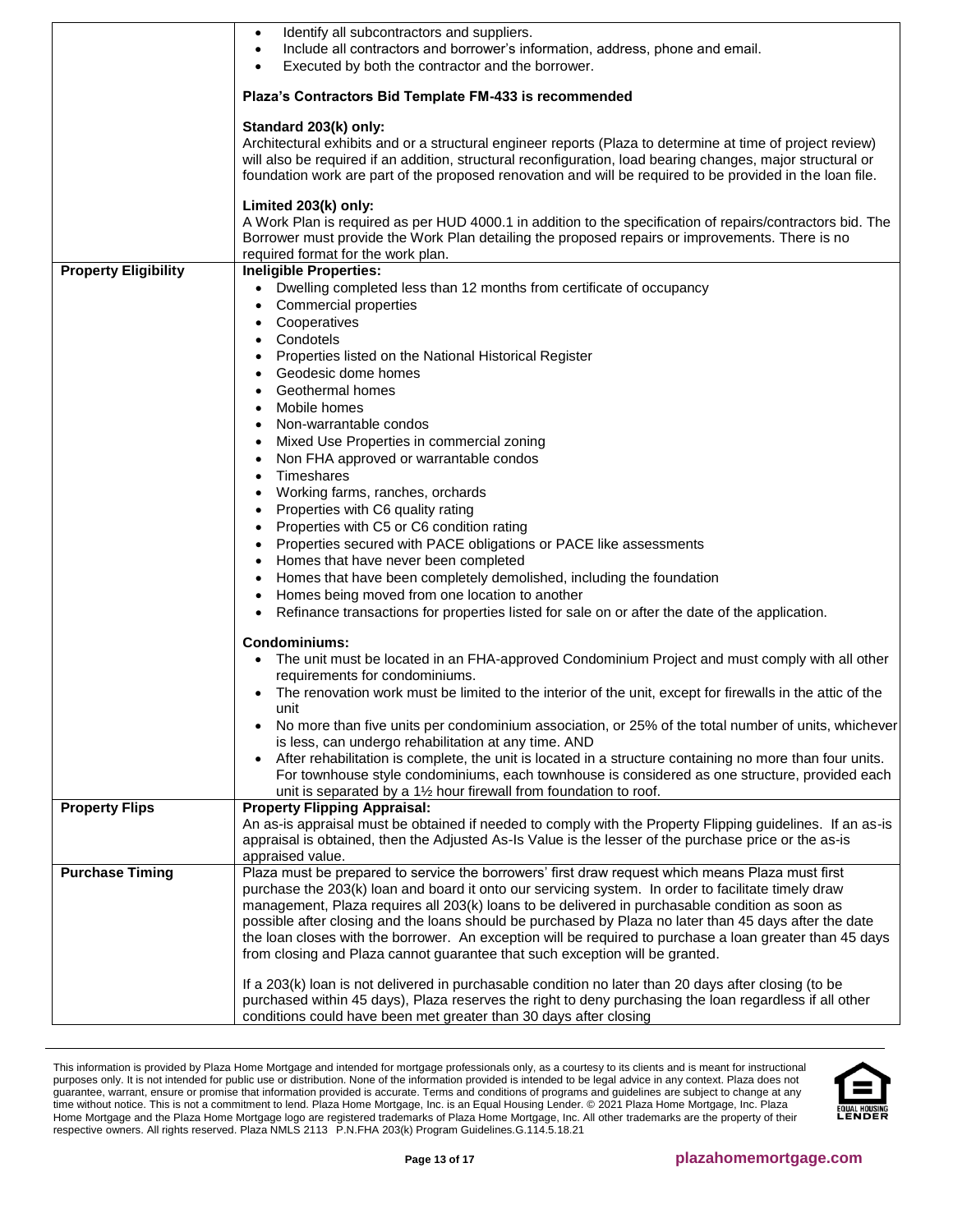| | |
|---|---|
| | • Identify all subcontractors and suppliers.<br>• Include all contractors and borrower's information, address, phone and email.<br>• Executed by both the contractor and the borrower.<br><br>**Plaza's Contractors Bid Template FM-433 is recommended**<br><br>**Standard 203(k) only:**<br>Architectural exhibits and or a structural engineer reports (Plaza to determine at time of project review) will also be required if an addition, structural reconfiguration, load bearing changes, major structural or foundation work are part of the proposed renovation and will be required to be provided in the loan file.<br><br>**Limited 203(k) only:**<br>A Work Plan is required as per HUD 4000.1 in addition to the specification of repairs/contractors bid. The Borrower must provide the Work Plan detailing the proposed repairs or improvements. There is no required format for the work plan. |
| **Property Eligibility** | **Ineligible Properties:**<br>• Dwelling completed less than 12 months from certificate of occupancy<br>• Commercial properties<br>• Cooperatives<br>• Condotels<br>• Properties listed on the National Historical Register<br>• Geodesic dome homes<br>• Geothermal homes<br>• Mobile homes<br>• Non-warrantable condos<br>• Mixed Use Properties in commercial zoning<br>• Non FHA approved or warrantable condos<br>• Timeshares<br>• Working farms, ranches, orchards<br>• Properties with C6 quality rating<br>• Properties with C5 or C6 condition rating<br>• Properties secured with PACE obligations or PACE like assessments<br>• Homes that have never been completed<br>• Homes that have been completely demolished, including the foundation<br>• Homes being moved from one location to another<br>• Refinance transactions for properties listed for sale on or after the date of the application.<br><br>**Condominiums:**<br>• The unit must be located in an FHA-approved Condominium Project and must comply with all other requirements for condominiums.<br>• The renovation work must be limited to the interior of the unit, except for firewalls in the attic of the unit<br>• No more than five units per condominium association, or 25% of the total number of units, whichever is less, can undergo rehabilitation at any time. AND<br>• After rehabilitation is complete, the unit is located in a structure containing no more than four units. For townhouse style condominiums, each townhouse is considered as one structure, provided each unit is separated by a 1½ hour firewall from foundation to roof. |
| **Property Flips** | **Property Flipping Appraisal:**<br>An as-is appraisal must be obtained if needed to comply with the Property Flipping guidelines. If an as-is appraisal is obtained, then the Adjusted As-Is Value is the lesser of the purchase price or the as-is appraised value. |
| **Purchase Timing** | Plaza must be prepared to service the borrowers' first draw request which means Plaza must first purchase the 203(k) loan and board it onto our servicing system. In order to facilitate timely draw management, Plaza requires all 203(k) loans to be delivered in purchasable condition as soon as possible after closing and the loans should be purchased by Plaza no later than 45 days after the date the loan closes with the borrower. An exception will be required to purchase a loan greater than 45 days from closing and Plaza cannot guarantee that such exception will be granted.<br><br>If a 203(k) loan is not delivered in purchasable condition no later than 20 days after closing (to be purchased within 45 days), Plaza reserves the right to deny purchasing the loan regardless if all other conditions could have been met greater than 30 days after closing |

This information is provided by Plaza Home Mortgage and intended for mortgage professionals only, as a courtesy to its clients and is meant for instructional purposes only. It is not intended for public use or distribution. None of the information provided is intended to be legal advice in any context. Plaza does not guarantee, warrant, ensure or promise that information provided is accurate. Terms and conditions of programs and guidelines are subject to change at any time without notice. This is not a commitment to lend. Plaza Home Mortgage, Inc. is an Equal Housing Lender. © 2021 Plaza Home Mortgage, Inc. Plaza Home Mortgage and the Plaza Home Mortgage logo are registered trademarks of Plaza Home Mortgage, Inc. All other trademarks are the property of their respective owners. All rights reserved. Plaza NMLS 2113 P.N.FHA 203(k) Program Guidelines.G.114.5.18.21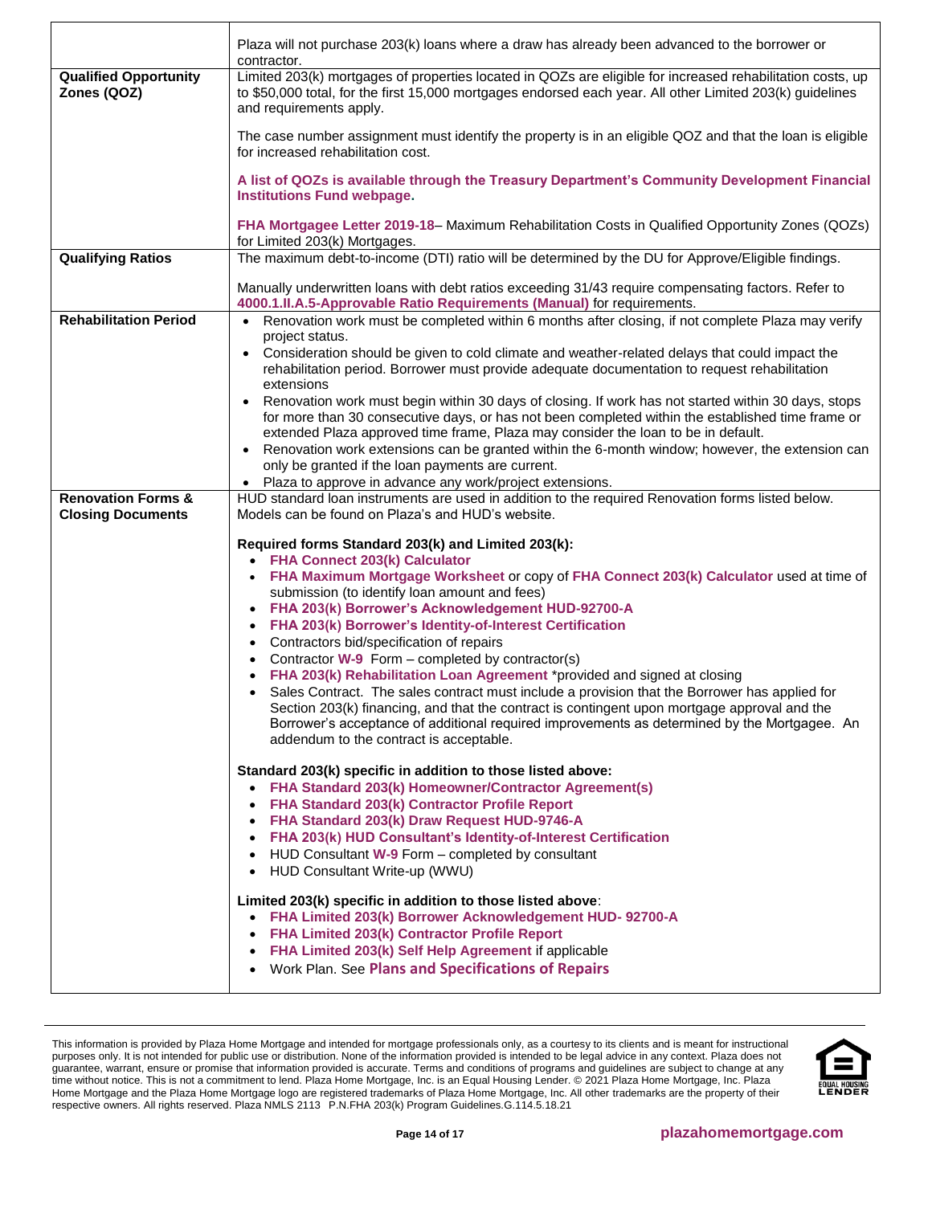| | |
|---|---|
| | Plaza will not purchase 203(k) loans where a draw has already been advanced to the borrower or contractor. |
| **Qualified Opportunity Zones (QOZ)** | Limited 203(k) mortgages of properties located in QOZs are eligible for increased rehabilitation costs, up to $50,000 total, for the first 15,000 mortgages endorsed each year. All other Limited 203(k) guidelines and requirements apply.<br><br>The case number assignment must identify the property is in an eligible QOZ and that the loan is eligible for increased rehabilitation cost.<br><br>**A list of QOZs is available through the Treasury Department's Community Development Financial Institutions Fund webpage.**<br><br>**FHA Mortgagee Letter 2019-18**– Maximum Rehabilitation Costs in Qualified Opportunity Zones (QOZs) for Limited 203(k) Mortgages. |
| **Qualifying Ratios** | The maximum debt-to-income (DTI) ratio will be determined by the DU for Approve/Eligible findings.<br><br>Manually underwritten loans with debt ratios exceeding 31/43 require compensating factors. Refer to **4000.1.II.A.5-Approvable Ratio Requirements (Manual)** for requirements. |
| **Rehabilitation Period** | • Renovation work must be completed within 6 months after closing, if not complete Plaza may verify project status.<br>• Consideration should be given to cold climate and weather-related delays that could impact the rehabilitation period. Borrower must provide adequate documentation to request rehabilitation extensions<br>• Renovation work must begin within 30 days of closing. If work has not started within 30 days, stops for more than 30 consecutive days, or has not been completed within the established time frame or extended Plaza approved time frame, Plaza may consider the loan to be in default.<br>• Renovation work extensions can be granted within the 6-month window; however, the extension can only be granted if the loan payments are current.<br>• Plaza to approve in advance any work/project extensions. |
| **Renovation Forms & Closing Documents** | HUD standard loan instruments are used in addition to the required Renovation forms listed below. Models can be found on Plaza's and HUD's website.<br><br>**Required forms Standard 203(k) and Limited 203(k):**<br>• **FHA Connect 203(k) Calculator**<br>• **FHA Maximum Mortgage Worksheet** or copy of **FHA Connect 203(k) Calculator** used at time of submission (to identify loan amount and fees)<br>• **FHA 203(k) Borrower's Acknowledgement HUD-92700-A**<br>• **FHA 203(k) Borrower's Identity-of-Interest Certification**<br>• Contractors bid/specification of repairs<br>• Contractor **W-9** Form – completed by contractor(s)<br>• **FHA 203(k) Rehabilitation Loan Agreement** *provided and signed at closing<br>• Sales Contract. The sales contract must include a provision that the Borrower has applied for Section 203(k) financing, and that the contract is contingent upon mortgage approval and the Borrower's acceptance of additional required improvements as determined by the Mortgagee. An addendum to the contract is acceptable.<br><br>**Standard 203(k) specific in addition to those listed above:**<br>• **FHA Standard 203(k) Homeowner/Contractor Agreement(s)**<br>• **FHA Standard 203(k) Contractor Profile Report**<br>• **FHA Standard 203(k) Draw Request HUD-9746-A**<br>• **FHA 203(k) HUD Consultant's Identity-of-Interest Certification**<br>• HUD Consultant **W-9** Form – completed by consultant<br>• HUD Consultant Write-up (WWU)<br><br>**Limited 203(k) specific in addition to those listed above**:<br>• **FHA Limited 203(k) Borrower Acknowledgement HUD- 92700-A**<br>• **FHA Limited 203(k) Contractor Profile Report**<br>• **FHA Limited 203(k) Self Help Agreement** if applicable<br>• Work Plan. See **Plans and Specifications of Repairs** |

This information is provided by Plaza Home Mortgage and intended for mortgage professionals only, as a courtesy to its clients and is meant for instructional purposes only. It is not intended for public use or distribution. None of the information provided is intended to be legal advice in any context. Plaza does not guarantee, warrant, ensure or promise that information provided is accurate. Terms and conditions of programs and guidelines are subject to change at any time without notice. This is not a commitment to lend. Plaza Home Mortgage, Inc. is an Equal Housing Lender. © 2021 Plaza Home Mortgage, Inc. Plaza Home Mortgage and the Plaza Home Mortgage logo are registered trademarks of Plaza Home Mortgage, Inc. All other trademarks are the property of their respective owners. All rights reserved. Plaza NMLS 2113 P.N.FHA 203(k) Program Guidelines.G.114.5.18.21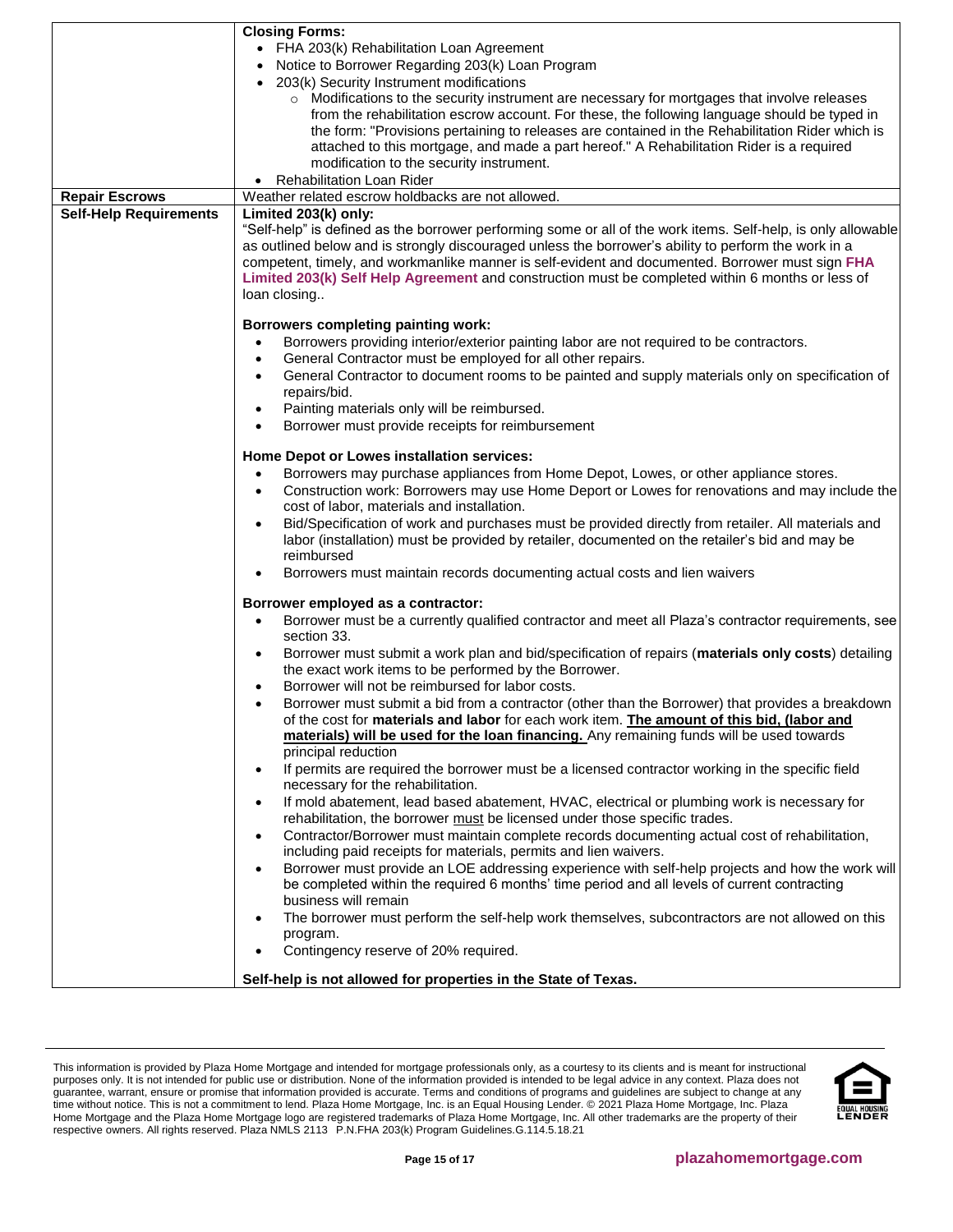| | |
|---|---|
| | **Closing Forms:**<br>• FHA 203(k) Rehabilitation Loan Agreement<br>• Notice to Borrower Regarding 203(k) Loan Program<br>• 203(k) Security Instrument modifications<br>&nbsp;&nbsp;&nbsp;&nbsp;○ Modifications to the security instrument are necessary for mortgages that involve releases from the rehabilitation escrow account. For these, the following language should be typed in the form: "Provisions pertaining to releases are contained in the Rehabilitation Rider which is attached to this mortgage, and made a part hereof." A Rehabilitation Rider is a required modification to the security instrument.<br>• Rehabilitation Loan Rider |
| **Repair Escrows** | Weather related escrow holdbacks are not allowed. |
| **Self-Help Requirements** | **Limited 203(k) only:**<br>"Self-help" is defined as the borrower performing some or all of the work items. Self-help, is only allowable as outlined below and is strongly discouraged unless the borrower's ability to perform the work in a competent, timely, and workmanlike manner is self-evident and documented. Borrower must sign **FHA Limited 203(k) Self Help Agreement** and construction must be completed within 6 months or less of loan closing..<br><br>**Borrowers completing painting work:**<br>• Borrowers providing interior/exterior painting labor are not required to be contractors.<br>• General Contractor must be employed for all other repairs.<br>• General Contractor to document rooms to be painted and supply materials only on specification of repairs/bid.<br>• Painting materials only will be reimbursed.<br>• Borrower must provide receipts for reimbursement<br><br>**Home Depot or Lowes installation services:**<br>• Borrowers may purchase appliances from Home Depot, Lowes, or other appliance stores.<br>• Construction work: Borrowers may use Home Deport or Lowes for renovations and may include the cost of labor, materials and installation.<br>• Bid/Specification of work and purchases must be provided directly from retailer. All materials and labor (installation) must be provided by retailer, documented on the retailer's bid and may be reimbursed<br>• Borrowers must maintain records documenting actual costs and lien waivers<br><br>**Borrower employed as a contractor:**<br>• Borrower must be a currently qualified contractor and meet all Plaza's contractor requirements, see section 33.<br>• Borrower must submit a work plan and bid/specification of repairs (**materials only costs**) detailing the exact work items to be performed by the Borrower.<br>• Borrower will not be reimbursed for labor costs.<br>• Borrower must submit a bid from a contractor (other than the Borrower) that provides a breakdown of the cost for **materials and labor** for each work item. **The amount of this bid, (labor and materials) will be used for the loan financing.** Any remaining funds will be used towards principal reduction<br>• If permits are required the borrower must be a licensed contractor working in the specific field necessary for the rehabilitation.<br>• If mold abatement, lead based abatement, HVAC, electrical or plumbing work is necessary for rehabilitation, the borrower must be licensed under those specific trades.<br>• Contractor/Borrower must maintain complete records documenting actual cost of rehabilitation, including paid receipts for materials, permits and lien waivers.<br>• Borrower must provide an LOE addressing experience with self-help projects and how the work will be completed within the required 6 months' time period and all levels of current contracting business will remain<br>• The borrower must perform the self-help work themselves, subcontractors are not allowed on this program.<br>• Contingency reserve of 20% required.<br><br>**Self-help is not allowed for properties in the State of Texas.** |

This information is provided by Plaza Home Mortgage and intended for mortgage professionals only, as a courtesy to its clients and is meant for instructional purposes only. It is not intended for public use or distribution. None of the information provided is intended to be legal advice in any context. Plaza does not guarantee, warrant, ensure or promise that information provided is accurate. Terms and conditions of programs and guidelines are subject to change at any time without notice. This is not a commitment to lend. Plaza Home Mortgage, Inc. is an Equal Housing Lender. © 2021 Plaza Home Mortgage, Inc. Plaza Home Mortgage and the Plaza Home Mortgage logo are registered trademarks of Plaza Home Mortgage, Inc. All other trademarks are the property of their respective owners. All rights reserved. Plaza NMLS 2113 P.N.FHA 203(k) Program Guidelines.G.114.5.18.21

plazahomemortgage.com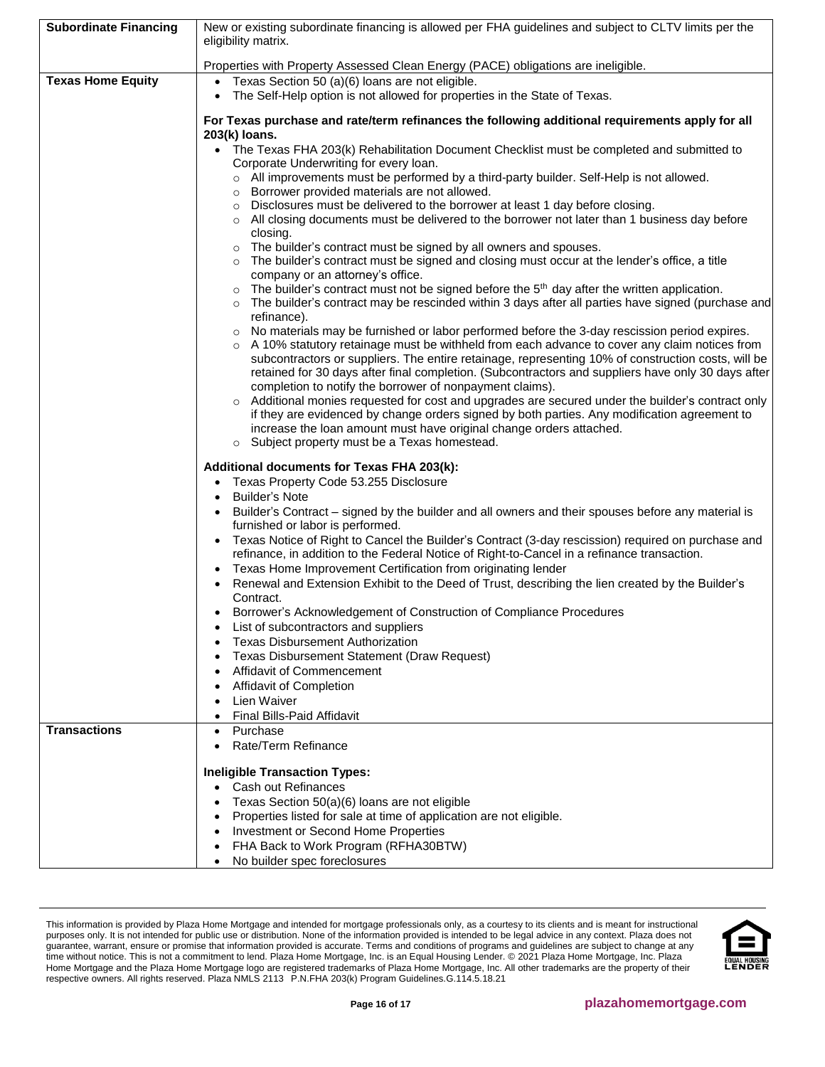| | |
|---|---|
| **Subordinate Financing** | New or existing subordinate financing is allowed per FHA guidelines and subject to CLTV limits per the eligibility matrix.<br><br>Properties with Property Assessed Clean Energy (PACE) obligations are ineligible. |
| **Texas Home Equity** | • Texas Section 50 (a)(6) loans are not eligible.<br>• The Self-Help option is not allowed for properties in the State of Texas.<br><br>**For Texas purchase and rate/term refinances the following additional requirements apply for all 203(k) loans.**<br>• The Texas FHA 203(k) Rehabilitation Document Checklist must be completed and submitted to Corporate Underwriting for every loan.<br>&nbsp;&nbsp;○ All improvements must be performed by a third-party builder. Self-Help is not allowed.<br>&nbsp;&nbsp;○ Borrower provided materials are not allowed.<br>&nbsp;&nbsp;○ Disclosures must be delivered to the borrower at least 1 day before closing.<br>&nbsp;&nbsp;○ All closing documents must be delivered to the borrower not later than 1 business day before closing.<br>&nbsp;&nbsp;○ The builder's contract must be signed by all owners and spouses.<br>&nbsp;&nbsp;○ The builder's contract must be signed and closing must occur at the lender's office, a title company or an attorney's office.<br>&nbsp;&nbsp;○ The builder's contract must not be signed before the 5th day after the written application.<br>&nbsp;&nbsp;○ The builder's contract may be rescinded within 3 days after all parties have signed (purchase and refinance).<br>&nbsp;&nbsp;○ No materials may be furnished or labor performed before the 3-day rescission period expires.<br>&nbsp;&nbsp;○ A 10% statutory retainage must be withheld from each advance to cover any claim notices from subcontractors or suppliers. The entire retainage, representing 10% of construction costs, will be retained for 30 days after final completion. (Subcontractors and suppliers have only 30 days after completion to notify the borrower of nonpayment claims).<br>&nbsp;&nbsp;○ Additional monies requested for cost and upgrades are secured under the builder's contract only if they are evidenced by change orders signed by both parties. Any modification agreement to increase the loan amount must have original change orders attached.<br>&nbsp;&nbsp;○ Subject property must be a Texas homestead.<br><br>**Additional documents for Texas FHA 203(k):**<br>• Texas Property Code 53.255 Disclosure<br>• Builder's Note<br>• Builder's Contract – signed by the builder and all owners and their spouses before any material is furnished or labor is performed.<br>• Texas Notice of Right to Cancel the Builder's Contract (3-day rescission) required on purchase and refinance, in addition to the Federal Notice of Right-to-Cancel in a refinance transaction.<br>• Texas Home Improvement Certification from originating lender<br>• Renewal and Extension Exhibit to the Deed of Trust, describing the lien created by the Builder's Contract.<br>• Borrower's Acknowledgement of Construction of Compliance Procedures<br>• List of subcontractors and suppliers<br>• Texas Disbursement Authorization<br>• Texas Disbursement Statement (Draw Request)<br>• Affidavit of Commencement<br>• Affidavit of Completion<br>• Lien Waiver<br>• Final Bills-Paid Affidavit |
| **Transactions** | • Purchase<br>• Rate/Term Refinance<br><br>**Ineligible Transaction Types:**<br>• Cash out Refinances<br>• Texas Section 50(a)(6) loans are not eligible<br>• Properties listed for sale at time of application are not eligible.<br>• Investment or Second Home Properties<br>• FHA Back to Work Program (RFHA30BTW)<br>• No builder spec foreclosures |

This information is provided by Plaza Home Mortgage and intended for mortgage professionals only, as a courtesy to its clients and is meant for instructional purposes only. It is not intended for public use or distribution. None of the information provided is intended to be legal advice in any context. Plaza does not guarantee, warrant, ensure or promise that information provided is accurate. Terms and conditions of programs and guidelines are subject to change at any time without notice. This is not a commitment to lend. Plaza Home Mortgage, Inc. is an Equal Housing Lender. © 2021 Plaza Home Mortgage, Inc. Plaza Home Mortgage and the Plaza Home Mortgage logo are registered trademarks of Plaza Home Mortgage, Inc. All other trademarks are the property of their respective owners. All rights reserved. Plaza NMLS 2113 P.N.FHA 203(k) Program Guidelines.G.114.5.18.21

plazahomemortgage.com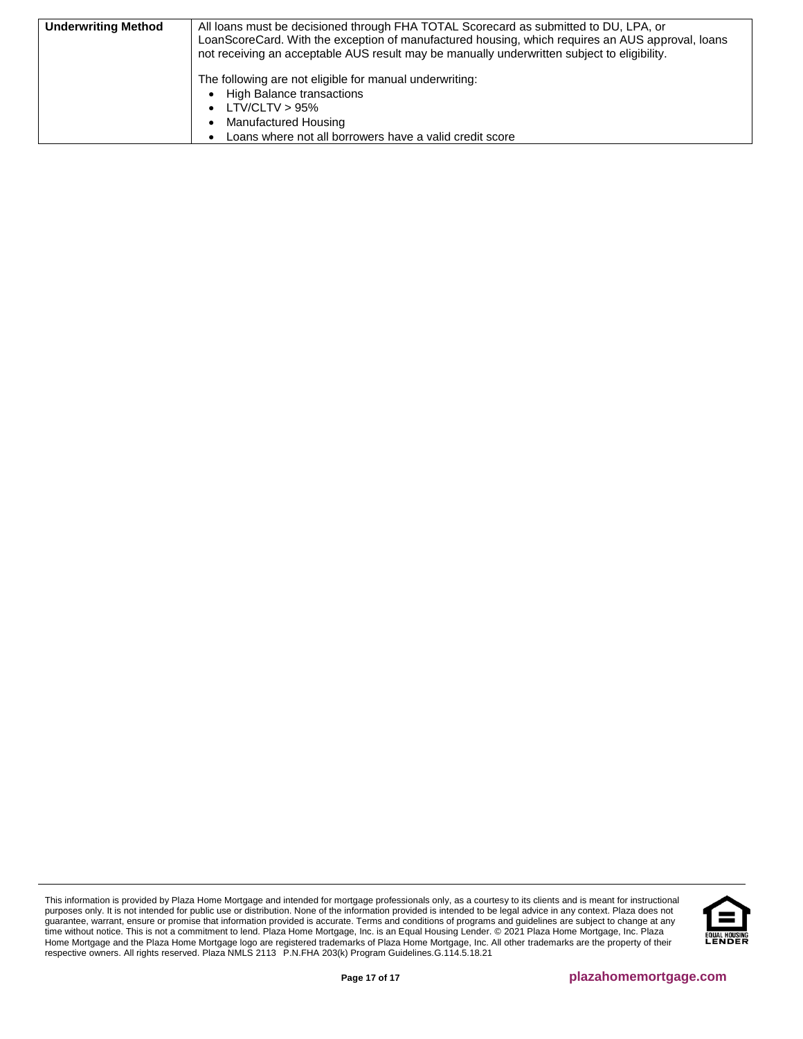| | |
|---|---|
| **Underwriting Method** | All loans must be decisioned through FHA TOTAL Scorecard as submitted to DU, LPA, or LoanScoreCard. With the exception of manufactured housing, which requires an AUS approval, loans not receiving an acceptable AUS result may be manually underwritten subject to eligibility.<br><br>The following are not eligible for manual underwriting:<br>• High Balance transactions<br>• LTV/CLTV > 95%<br>• Manufactured Housing<br>• Loans where not all borrowers have a valid credit score |

This information is provided by Plaza Home Mortgage and intended for mortgage professionals only, as a courtesy to its clients and is meant for instructional purposes only. It is not intended for public use or distribution. None of the information provided is intended to be legal advice in any context. Plaza does not guarantee, warrant, ensure or promise that information provided is accurate. Terms and conditions of programs and guidelines are subject to change at any time without notice. This is not a commitment to lend. Plaza Home Mortgage, Inc. is an Equal Housing Lender. © 2021 Plaza Home Mortgage, Inc. Plaza Home Mortgage and the Plaza Home Mortgage logo are registered trademarks of Plaza Home Mortgage, Inc. All other trademarks are the property of their respective owners. All rights reserved. Plaza NMLS 2113 P.N.FHA 203(k) Program Guidelines.G.114.5.18.21

plazahomemortgage.com